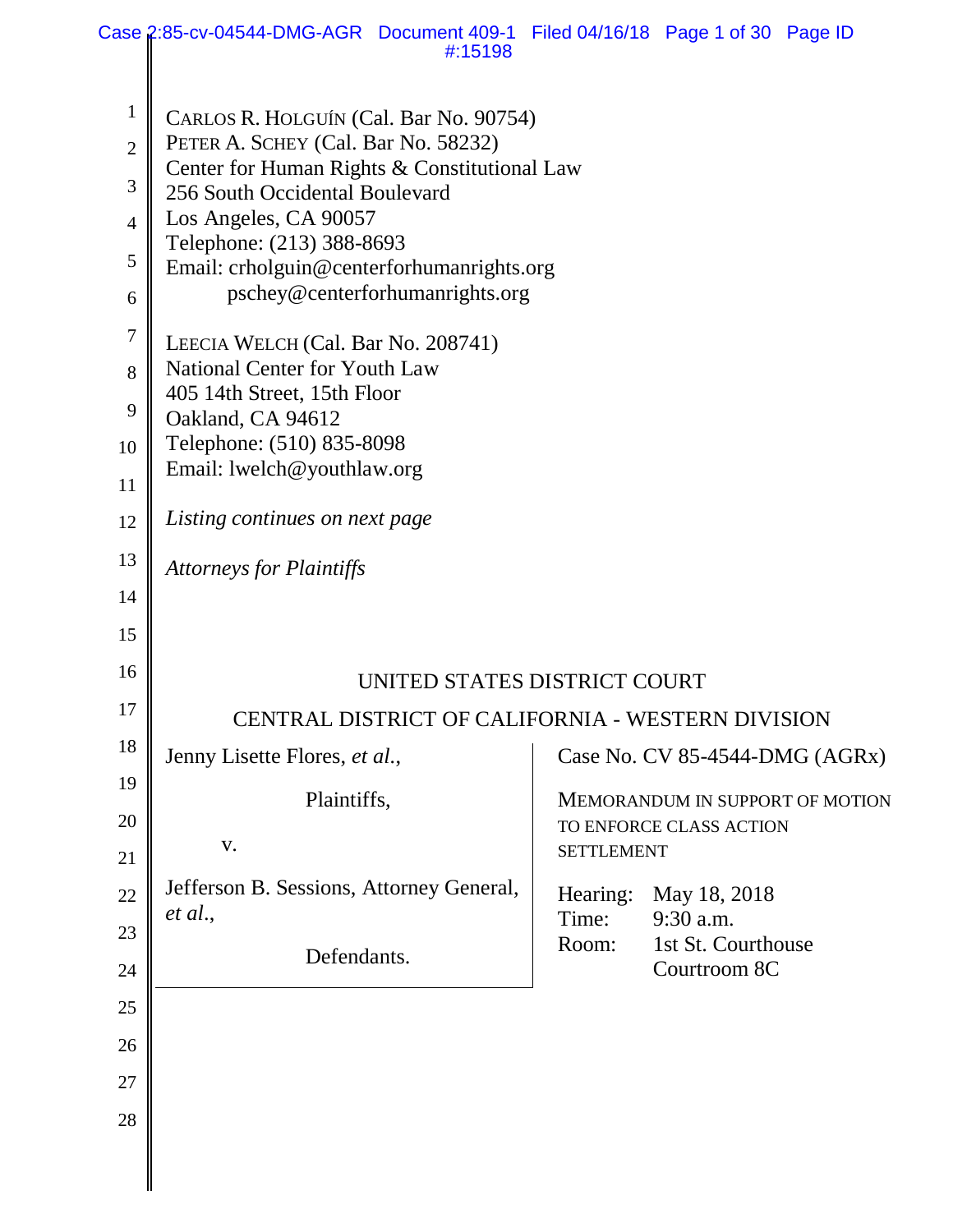CARLOS R. HOLGUÍN (Cal. Bar No. 90754)
PETER A. SCHEY (Cal. Bar No. 58232)
Center for Human Rights & Constitutional Law
256 South Occidental Boulevard
Los Angeles, CA 90057
Telephone: (213) 388-8693
Email: crholguin@centerforhumanrights.org
pschey@centerforhumanrights.org

LEECIA WELCH (Cal. Bar No. 208741)
National Center for Youth Law
405 14th Street, 15th Floor
Oakland, CA 94612
Telephone: (510) 835-8098
Email: lwelch@youthlaw.org

*Listing continues on next page*

*Attorneys for Plaintiffs*

UNITED STATES DISTRICT COURT

CENTRAL DISTRICT OF CALIFORNIA - WESTERN DIVISION

Jenny Lisette Flores, *et al.*,

Plaintiffs,

v.

Jefferson B. Sessions, Attorney General, *et al.*,

Defendants.

Case No. CV 85-4544-DMG (AGRx)

MEMORANDUM IN SUPPORT OF MOTION TO ENFORCE CLASS ACTION SETTLEMENT

Hearing: May 18, 2018
Time: 9:30 a.m.
Room: 1st St. Courthouse
Courtroom 8C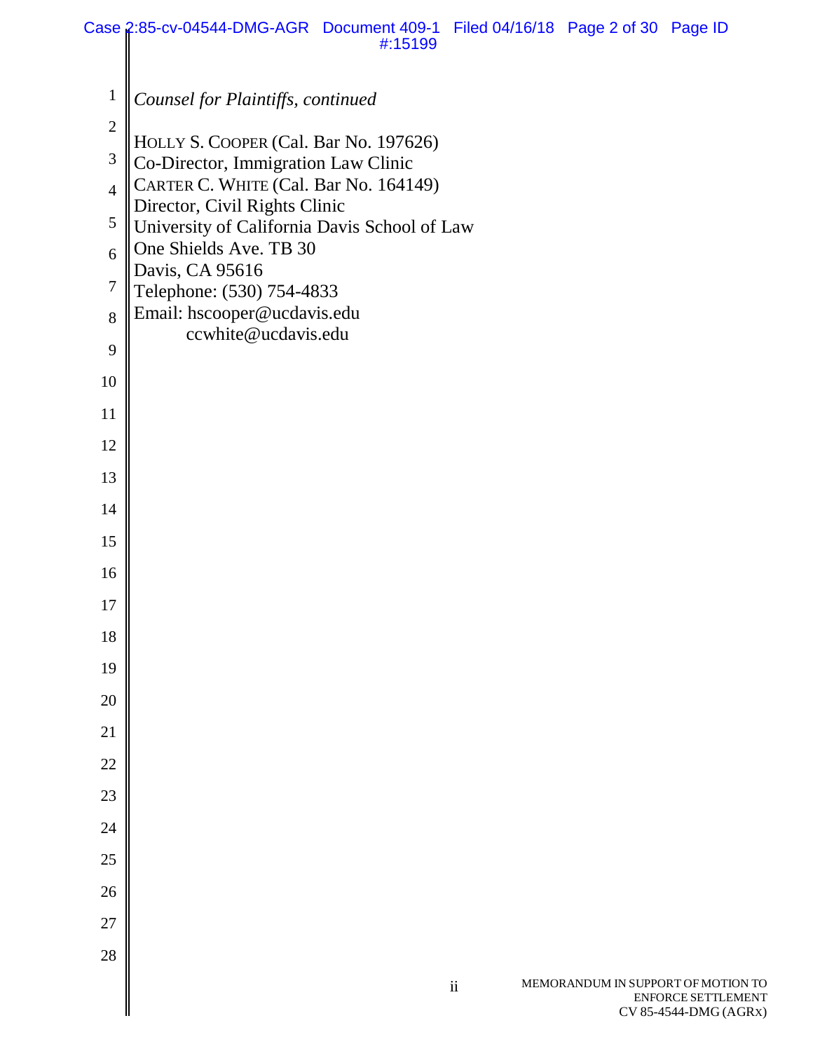*Counsel for Plaintiffs, continued*

HOLLY S. COOPER (Cal. Bar No. 197626)
Co-Director, Immigration Law Clinic
CARTER C. WHITE (Cal. Bar No. 164149)
Director, Civil Rights Clinic
University of California Davis School of Law
One Shields Ave. TB 30
Davis, CA 95616
Telephone: (530) 754-4833
Email: hscooper@ucdavis.edu
ccwhite@ucdavis.edu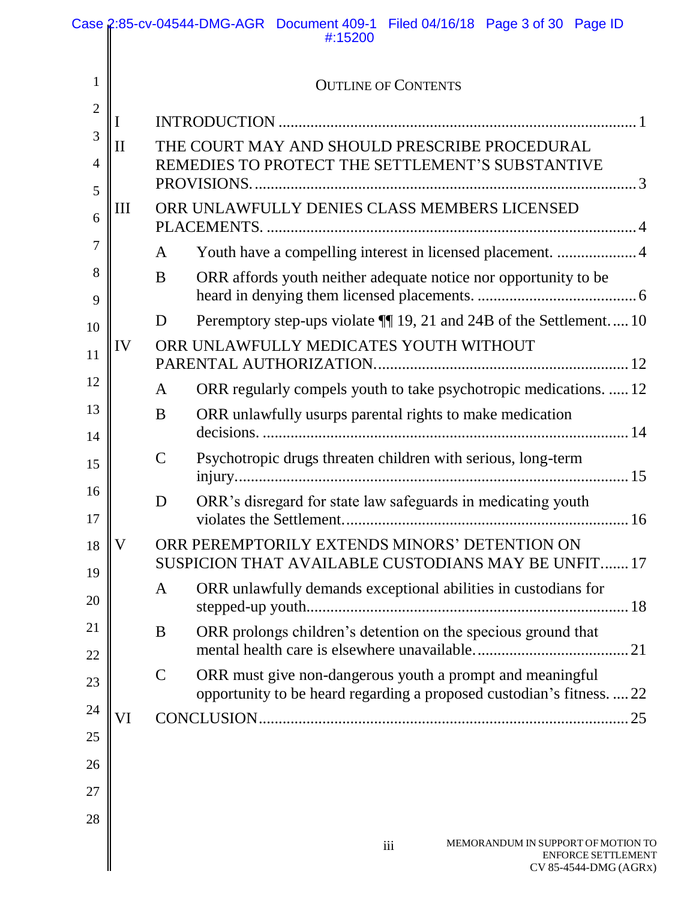## Outline of Contents

I INTRODUCTION ........................................................................................ 1

II THE COURT MAY AND SHOULD PRESCRIBE PROCEDURAL REMEDIES TO PROTECT THE SETTLEMENT'S SUBSTANTIVE PROVISIONS. ........................................................................................ 3

III ORR UNLAWFULLY DENIES CLASS MEMBERS LICENSED PLACEMENTS. ........................................................................................ 4

- A Youth have a compelling interest in licensed placement. .................... 4
- B ORR affords youth neither adequate notice nor opportunity to be heard in denying them licensed placements. ....................................... 6
- D Peremptory step-ups violate ¶¶ 19, 21 and 24B of the Settlement. .... 10

IV ORR UNLAWFULLY MEDICATES YOUTH WITHOUT PARENTAL AUTHORIZATION. ............................................................ 12

- A ORR regularly compels youth to take psychotropic medications. ..... 12
- B ORR unlawfully usurps parental rights to make medication decisions. ........................................................................................ 14
- C Psychotropic drugs threaten children with serious, long-term injury. ........................................................................................ 15
- D ORR's disregard for state law safeguards in medicating youth violates the Settlement. ..................................................................... 16

V ORR PEREMPTORILY EXTENDS MINORS' DETENTION ON SUSPICION THAT AVAILABLE CUSTODIANS MAY BE UNFIT....... 17

- A ORR unlawfully demands exceptional abilities in custodians for stepped-up youth. ............................................................................. 18
- B ORR prolongs children's detention on the specious ground that mental health care is elsewhere unavailable. ..................................... 21
- C ORR must give non-dangerous youth a prompt and meaningful opportunity to be heard regarding a proposed custodian's fitness. .... 22

VI CONCLUSION ........................................................................................ 25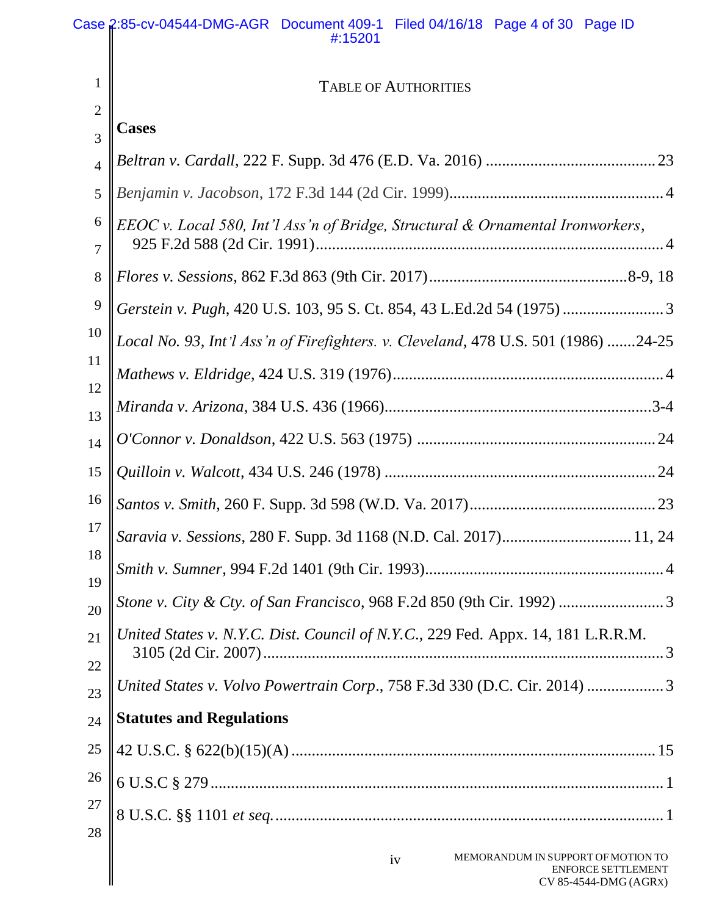TABLE OF AUTHORITIES

**Cases**

*Beltran v. Cardall*, 222 F. Supp. 3d 476 (E.D. Va. 2016) .......................................... 23

*Benjamin v. Jacobson*, 172 F.3d 144 (2d Cir. 1999)..................................................... 4

*EEOC v. Local 580, Int'l Ass'n of Bridge, Structural & Ornamental Ironworkers*, 925 F.2d 588 (2d Cir. 1991)..................................................................................... 4

*Flores v. Sessions*, 862 F.3d 863 (9th Cir. 2017)................................................8-9, 18

*Gerstein v. Pugh*, 420 U.S. 103, 95 S. Ct. 854, 43 L.Ed.2d 54 (1975) ......................... 3

*Local No. 93, Int'l Ass'n of Firefighters. v. Cleveland*, 478 U.S. 501 (1986) .......24-25

*Mathews v. Eldridge*, 424 U.S. 319 (1976).................................................................. 4

*Miranda v. Arizona*, 384 U.S. 436 (1966)..................................................................3-4

*O'Connor v. Donaldson*, 422 U.S. 563 (1975) .......................................................... 24

*Quilloin v. Walcott*, 434 U.S. 246 (1978) .................................................................. 24

*Santos v. Smith*, 260 F. Supp. 3d 598 (W.D. Va. 2017).............................................. 23

*Saravia v. Sessions*, 280 F. Supp. 3d 1168 (N.D. Cal. 2017)............................... 11, 24

*Smith v. Sumner*, 994 F.2d 1401 (9th Cir. 1993)........................................................... 4

*Stone v. City & Cty. of San Francisco*, 968 F.2d 850 (9th Cir. 1992) .......................... 3

*United States v. N.Y.C. Dist. Council of N.Y.C.*, 229 Fed. Appx. 14, 181 L.R.R.M. 3105 (2d Cir. 2007)................................................................................................... 3

*United States v. Volvo Powertrain Corp.*, 758 F.3d 330 (D.C. Cir. 2014) .................. 3

**Statutes and Regulations**

42 U.S.C. § 622(b)(15)(A) ........................................................................................... 15

6 U.S.C § 279 ................................................................................................................. 1

8 U.S.C. §§ 1101 *et seq.* ................................................................................................ 1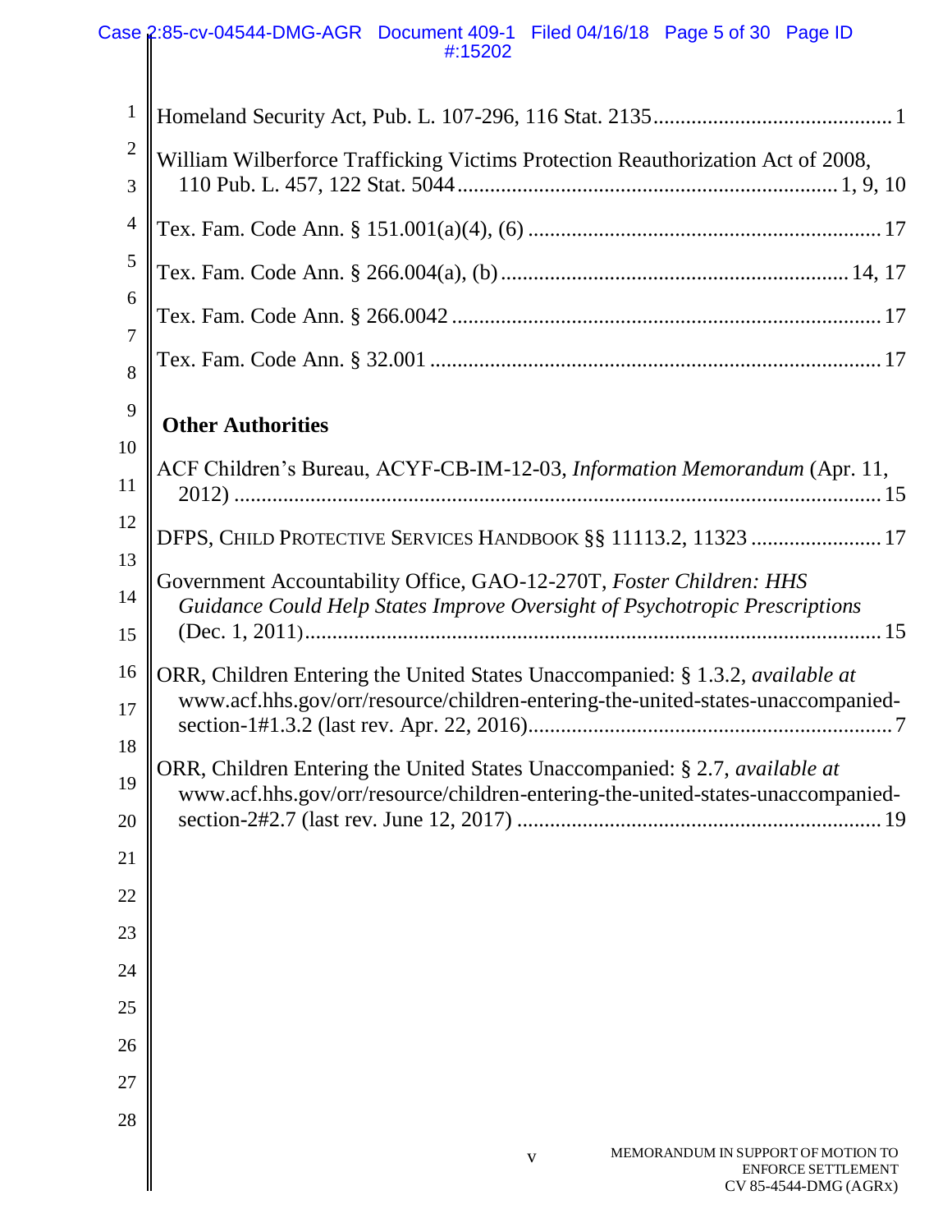Homeland Security Act, Pub. L. 107-296, 116 Stat. 2135 ........................................ 1

William Wilberforce Trafficking Victims Protection Reauthorization Act of 2008, 110 Pub. L. 457, 122 Stat. 5044 ........................................ 1, 9, 10

Tex. Fam. Code Ann. § 151.001(a)(4), (6) ........................................ 17

Tex. Fam. Code Ann. § 266.004(a), (b) ........................................ 14, 17

Tex. Fam. Code Ann. § 266.0042 ........................................ 17

Tex. Fam. Code Ann. § 32.001 ........................................ 17

**Other Authorities**

ACF Children's Bureau, ACYF-CB-IM-12-03, *Information Memorandum* (Apr. 11, 2012) ........................................ 15

DFPS, CHILD PROTECTIVE SERVICES HANDBOOK §§ 11113.2, 11323 ........................................ 17

Government Accountability Office, GAO-12-270T, *Foster Children: HHS Guidance Could Help States Improve Oversight of Psychotropic Prescriptions* (Dec. 1, 2011) ........................................ 15

ORR, Children Entering the United States Unaccompanied: § 1.3.2, *available at* www.acf.hhs.gov/orr/resource/children-entering-the-united-states-unaccompanied-section-1#1.3.2 (last rev. Apr. 22, 2016) ........................................ 7

ORR, Children Entering the United States Unaccompanied: § 2.7, *available at* www.acf.hhs.gov/orr/resource/children-entering-the-united-states-unaccompanied-section-2#2.7 (last rev. June 12, 2017) ........................................ 19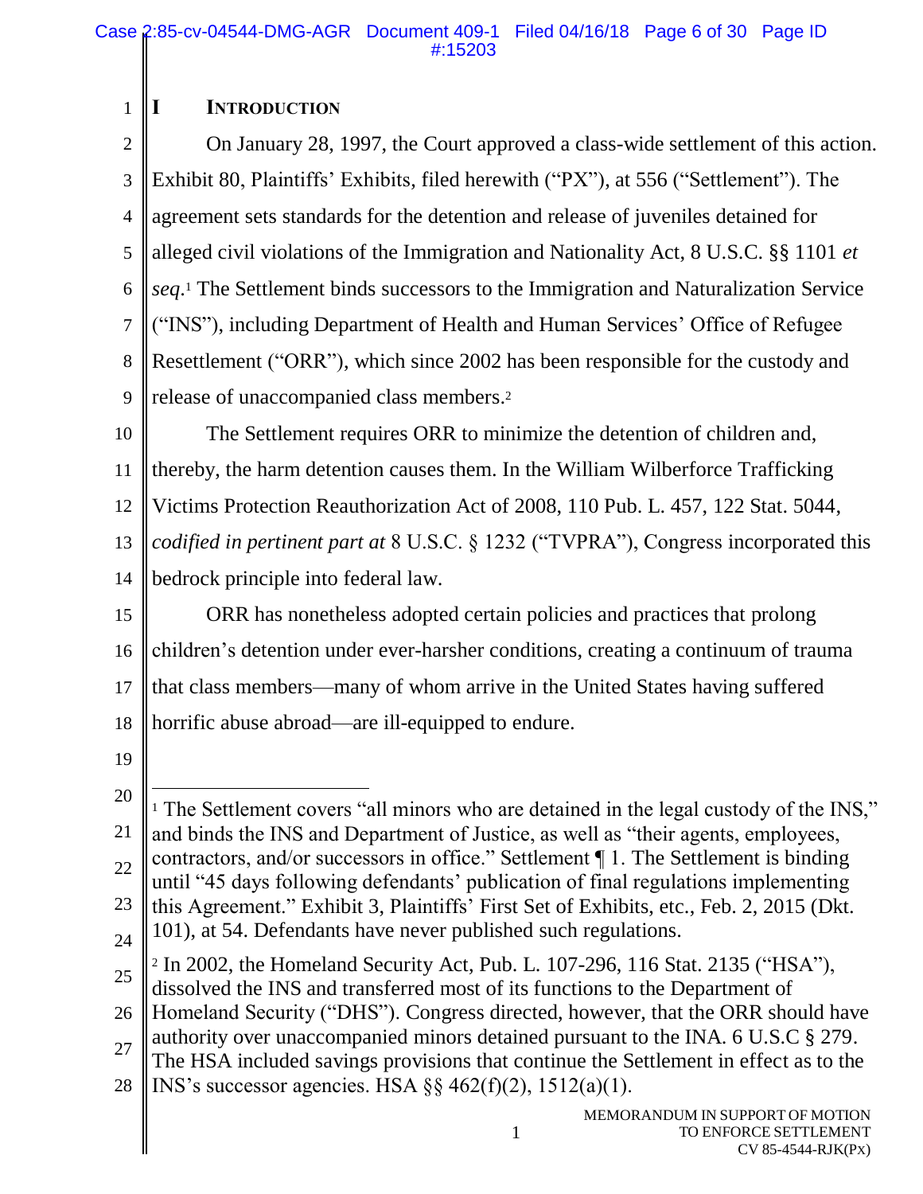# I INTRODUCTION

On January 28, 1997, the Court approved a class-wide settlement of this action. Exhibit 80, Plaintiffs' Exhibits, filed herewith ("PX"), at 556 ("Settlement"). The agreement sets standards for the detention and release of juveniles detained for alleged civil violations of the Immigration and Nationality Act, 8 U.S.C. §§ 1101 *et seq.*[1] The Settlement binds successors to the Immigration and Naturalization Service ("INS"), including Department of Health and Human Services' Office of Refugee Resettlement ("ORR"), which since 2002 has been responsible for the custody and release of unaccompanied class members.[2]

The Settlement requires ORR to minimize the detention of children and, thereby, the harm detention causes them. In the William Wilberforce Trafficking Victims Protection Reauthorization Act of 2008, 110 Pub. L. 457, 122 Stat. 5044, *codified in pertinent part at* 8 U.S.C. § 1232 ("TVPRA"), Congress incorporated this bedrock principle into federal law.

ORR has nonetheless adopted certain policies and practices that prolong children's detention under ever-harsher conditions, creating a continuum of trauma that class members—many of whom arrive in the United States having suffered horrific abuse abroad—are ill-equipped to endure.

---

[1] The Settlement covers "all minors who are detained in the legal custody of the INS," and binds the INS and Department of Justice, as well as "their agents, employees, contractors, and/or successors in office." Settlement ¶ 1. The Settlement is binding until "45 days following defendants' publication of final regulations implementing this Agreement." Exhibit 3, Plaintiffs' First Set of Exhibits, etc., Feb. 2, 2015 (Dkt. 101), at 54. Defendants have never published such regulations.

[2] In 2002, the Homeland Security Act, Pub. L. 107-296, 116 Stat. 2135 ("HSA"), dissolved the INS and transferred most of its functions to the Department of Homeland Security ("DHS"). Congress directed, however, that the ORR should have authority over unaccompanied minors detained pursuant to the INA. 6 U.S.C § 279. The HSA included savings provisions that continue the Settlement in effect as to the INS's successor agencies. HSA §§ 462(f)(2), 1512(a)(1).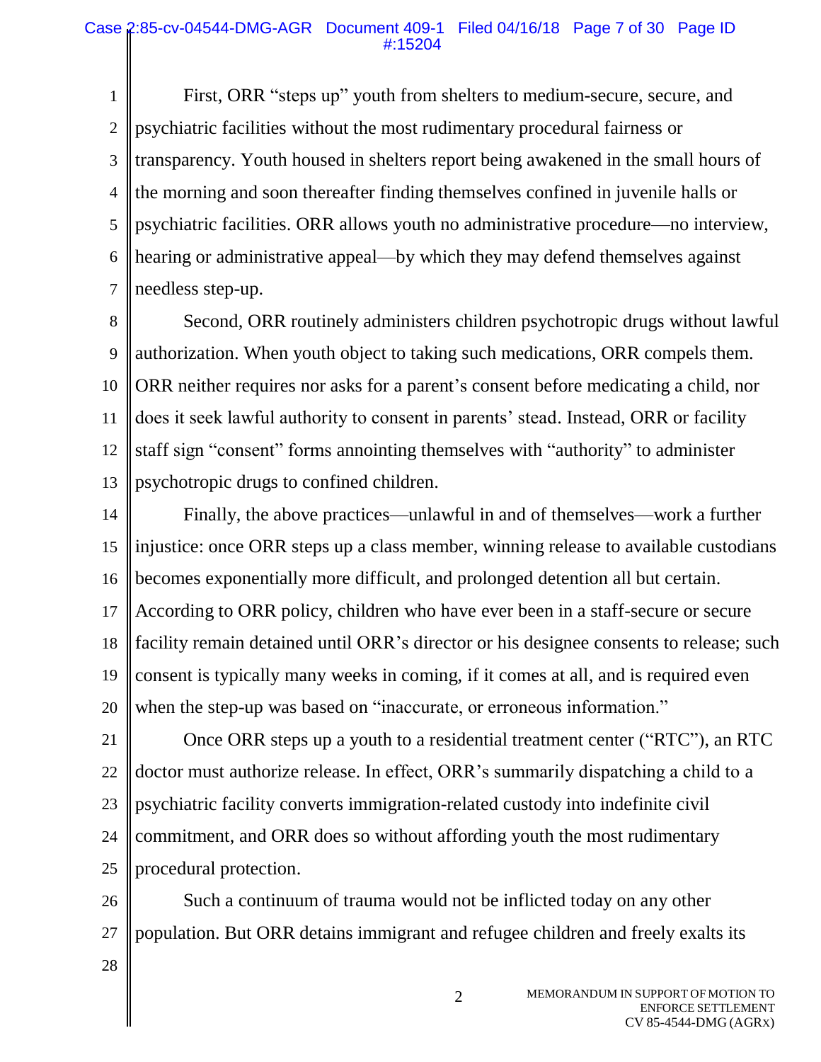First, ORR "steps up" youth from shelters to medium-secure, secure, and psychiatric facilities without the most rudimentary procedural fairness or transparency. Youth housed in shelters report being awakened in the small hours of the morning and soon thereafter finding themselves confined in juvenile halls or psychiatric facilities. ORR allows youth no administrative procedure—no interview, hearing or administrative appeal—by which they may defend themselves against needless step-up.

Second, ORR routinely administers children psychotropic drugs without lawful authorization. When youth object to taking such medications, ORR compels them. ORR neither requires nor asks for a parent's consent before medicating a child, nor does it seek lawful authority to consent in parents' stead. Instead, ORR or facility staff sign "consent" forms annointing themselves with "authority" to administer psychotropic drugs to confined children.

Finally, the above practices—unlawful in and of themselves—work a further injustice: once ORR steps up a class member, winning release to available custodians becomes exponentially more difficult, and prolonged detention all but certain. According to ORR policy, children who have ever been in a staff-secure or secure facility remain detained until ORR's director or his designee consents to release; such consent is typically many weeks in coming, if it comes at all, and is required even when the step-up was based on "inaccurate, or erroneous information."

Once ORR steps up a youth to a residential treatment center ("RTC"), an RTC doctor must authorize release. In effect, ORR's summarily dispatching a child to a psychiatric facility converts immigration-related custody into indefinite civil commitment, and ORR does so without affording youth the most rudimentary procedural protection.

Such a continuum of trauma would not be inflicted today on any other population. But ORR detains immigrant and refugee children and freely exalts its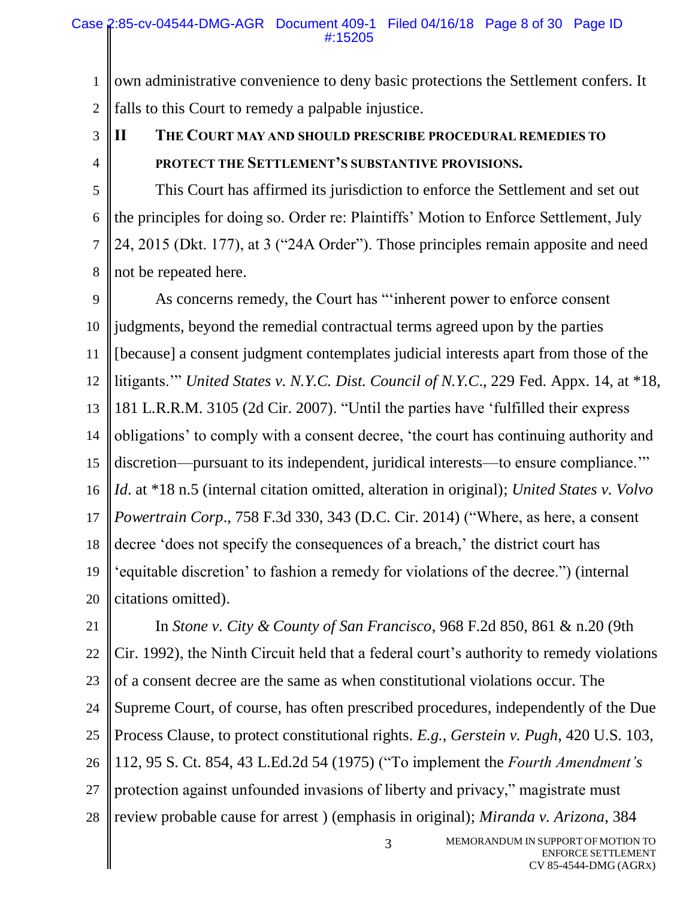own administrative convenience to deny basic protections the Settlement confers. It falls to this Court to remedy a palpable injustice.

## II THE COURT MAY AND SHOULD PRESCRIBE PROCEDURAL REMEDIES TO PROTECT THE SETTLEMENT'S SUBSTANTIVE PROVISIONS.

This Court has affirmed its jurisdiction to enforce the Settlement and set out the principles for doing so. Order re: Plaintiffs' Motion to Enforce Settlement, July 24, 2015 (Dkt. 177), at 3 ("24A Order"). Those principles remain apposite and need not be repeated here.

As concerns remedy, the Court has "'inherent power to enforce consent judgments, beyond the remedial contractual terms agreed upon by the parties [because] a consent judgment contemplates judicial interests apart from those of the litigants.'" *United States v. N.Y.C. Dist. Council of N.Y.C*., 229 Fed. Appx. 14, at *18, 181 L.R.R.M. 3105 (2d Cir. 2007). "Until the parties have 'fulfilled their express obligations' to comply with a consent decree, 'the court has continuing authority and discretion—pursuant to its independent, juridical interests—to ensure compliance.'" *Id*. at *18 n.5 (internal citation omitted, alteration in original); *United States v. Volvo Powertrain Corp*., 758 F.3d 330, 343 (D.C. Cir. 2014) ("Where, as here, a consent decree 'does not specify the consequences of a breach,' the district court has 'equitable discretion' to fashion a remedy for violations of the decree.") (internal citations omitted).

In *Stone v. City & County of San Francisco*, 968 F.2d 850, 861 & n.20 (9th Cir. 1992), the Ninth Circuit held that a federal court's authority to remedy violations of a consent decree are the same as when constitutional violations occur. The Supreme Court, of course, has often prescribed procedures, independently of the Due Process Clause, to protect constitutional rights. *E.g.*, *Gerstein v. Pugh*, 420 U.S. 103, 112, 95 S. Ct. 854, 43 L.Ed.2d 54 (1975) ("To implement the *Fourth Amendment's* protection against unfounded invasions of liberty and privacy," magistrate must review probable cause for arrest ) (emphasis in original); *Miranda v. Arizona*, 384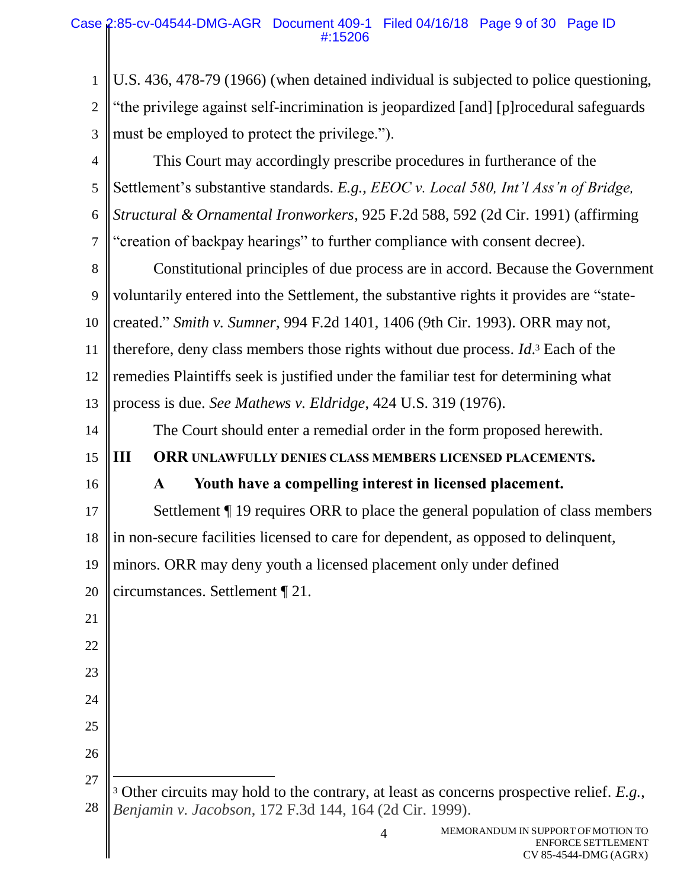U.S. 436, 478-79 (1966) (when detained individual is subjected to police questioning, "the privilege against self-incrimination is jeopardized [and] [p]rocedural safeguards must be employed to protect the privilege.").

This Court may accordingly prescribe procedures in furtherance of the Settlement's substantive standards. *E.g.*, *EEOC v. Local 580, Int'l Ass'n of Bridge, Structural & Ornamental Ironworkers*, 925 F.2d 588, 592 (2d Cir. 1991) (affirming "creation of backpay hearings" to further compliance with consent decree).

Constitutional principles of due process are in accord. Because the Government voluntarily entered into the Settlement, the substantive rights it provides are "state-created." *Smith v. Sumner*, 994 F.2d 1401, 1406 (9th Cir. 1993). ORR may not, therefore, deny class members those rights without due process. *Id.*[3] Each of the remedies Plaintiffs seek is justified under the familiar test for determining what process is due. *See Mathews v. Eldridge*, 424 U.S. 319 (1976).

The Court should enter a remedial order in the form proposed herewith.

## III ORR UNLAWFULLY DENIES CLASS MEMBERS LICENSED PLACEMENTS.

### A Youth have a compelling interest in licensed placement.

Settlement ¶ 19 requires ORR to place the general population of class members in non-secure facilities licensed to care for dependent, as opposed to delinquent, minors. ORR may deny youth a licensed placement only under defined circumstances. Settlement ¶ 21.

---

[3] Other circuits may hold to the contrary, at least as concerns prospective relief. *E.g.*, *Benjamin v. Jacobson*, 172 F.3d 144, 164 (2d Cir. 1999).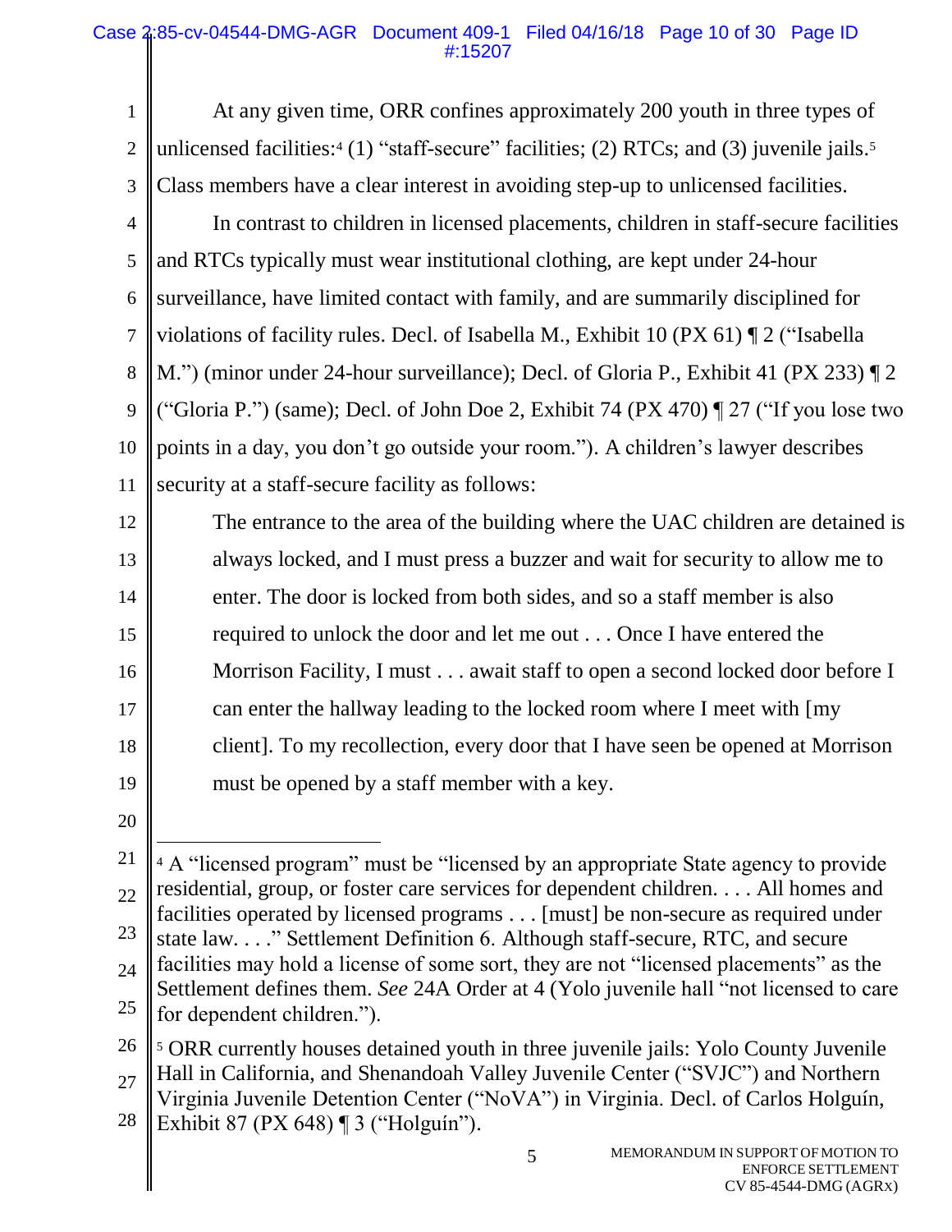At any given time, ORR confines approximately 200 youth in three types of unlicensed facilities:[4] (1) "staff-secure" facilities; (2) RTCs; and (3) juvenile jails.[5] Class members have a clear interest in avoiding step-up to unlicensed facilities.

In contrast to children in licensed placements, children in staff-secure facilities and RTCs typically must wear institutional clothing, are kept under 24-hour surveillance, have limited contact with family, and are summarily disciplined for violations of facility rules. Decl. of Isabella M., Exhibit 10 (PX 61) ¶ 2 ("Isabella M.") (minor under 24-hour surveillance); Decl. of Gloria P., Exhibit 41 (PX 233) ¶ 2 ("Gloria P.") (same); Decl. of John Doe 2, Exhibit 74 (PX 470) ¶ 27 ("If you lose two points in a day, you don't go outside your room."). A children's lawyer describes security at a staff-secure facility as follows:

> The entrance to the area of the building where the UAC children are detained is always locked, and I must press a buzzer and wait for security to allow me to enter. The door is locked from both sides, and so a staff member is also required to unlock the door and let me out . . . Once I have entered the Morrison Facility, I must . . . await staff to open a second locked door before I can enter the hallway leading to the locked room where I meet with [my client]. To my recollection, every door that I have seen be opened at Morrison must be opened by a staff member with a key.

---

[4] A "licensed program" must be "licensed by an appropriate State agency to provide residential, group, or foster care services for dependent children. . . . All homes and facilities operated by licensed programs . . . [must] be non-secure as required under state law. . . ." Settlement Definition 6. Although staff-secure, RTC, and secure facilities may hold a license of some sort, they are not "licensed placements" as the Settlement defines them. *See* 24A Order at 4 (Yolo juvenile hall "not licensed to care for dependent children.").

[5] ORR currently houses detained youth in three juvenile jails: Yolo County Juvenile Hall in California, and Shenandoah Valley Juvenile Center ("SVJC") and Northern Virginia Juvenile Detention Center ("NoVA") in Virginia. Decl. of Carlos Holguín, Exhibit 87 (PX 648) ¶ 3 ("Holguín").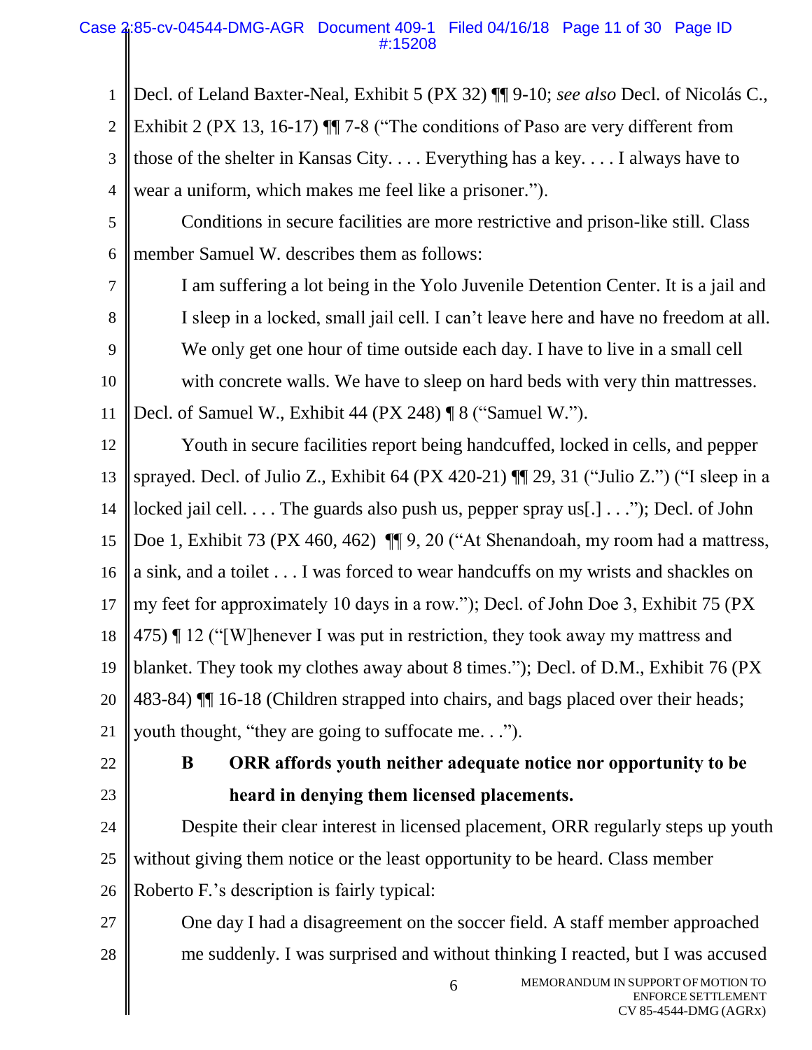Decl. of Leland Baxter-Neal, Exhibit 5 (PX 32) ¶¶ 9-10; *see also* Decl. of Nicolás C., Exhibit 2 (PX 13, 16-17) ¶¶ 7-8 ("The conditions of Paso are very different from those of the shelter in Kansas City. . . . Everything has a key. . . . I always have to wear a uniform, which makes me feel like a prisoner.").

Conditions in secure facilities are more restrictive and prison-like still. Class member Samuel W. describes them as follows:

> I am suffering a lot being in the Yolo Juvenile Detention Center. It is a jail and I sleep in a locked, small jail cell. I can't leave here and have no freedom at all. We only get one hour of time outside each day. I have to live in a small cell with concrete walls. We have to sleep on hard beds with very thin mattresses.

Decl. of Samuel W., Exhibit 44 (PX 248) ¶ 8 ("Samuel W.").

Youth in secure facilities report being handcuffed, locked in cells, and pepper sprayed. Decl. of Julio Z., Exhibit 64 (PX 420-21) ¶¶ 29, 31 ("Julio Z.") ("I sleep in a locked jail cell. . . . The guards also push us, pepper spray us[.] . . ."); Decl. of John Doe 1, Exhibit 73 (PX 460, 462) ¶¶ 9, 20 ("At Shenandoah, my room had a mattress, a sink, and a toilet . . . I was forced to wear handcuffs on my wrists and shackles on my feet for approximately 10 days in a row."); Decl. of John Doe 3, Exhibit 75 (PX 475) ¶ 12 ("[W]henever I was put in restriction, they took away my mattress and blanket. They took my clothes away about 8 times."); Decl. of D.M., Exhibit 76 (PX 483-84) ¶¶ 16-18 (Children strapped into chairs, and bags placed over their heads; youth thought, "they are going to suffocate me. . .").

### B ORR affords youth neither adequate notice nor opportunity to be heard in denying them licensed placements.

Despite their clear interest in licensed placement, ORR regularly steps up youth without giving them notice or the least opportunity to be heard. Class member Roberto F.'s description is fairly typical:

> One day I had a disagreement on the soccer field. A staff member approached me suddenly. I was surprised and without thinking I reacted, but I was accused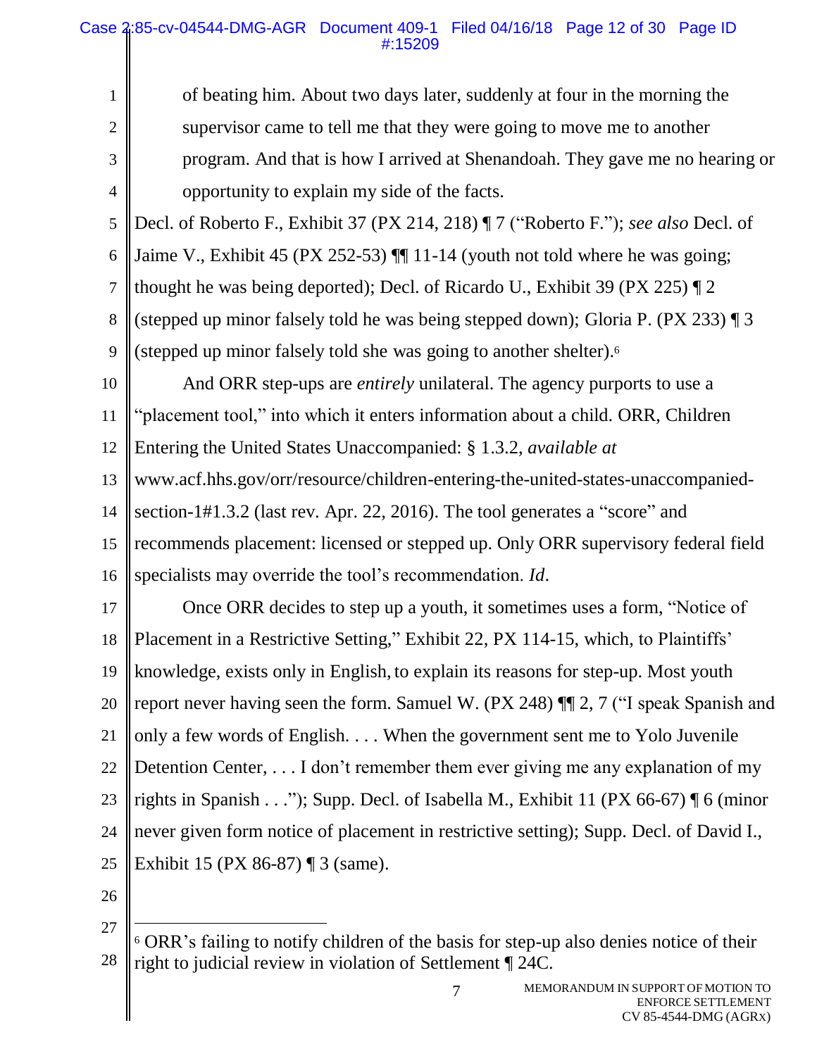> of beating him. About two days later, suddenly at four in the morning the supervisor came to tell me that they were going to move me to another program. And that is how I arrived at Shenandoah. They gave me no hearing or opportunity to explain my side of the facts.

Decl. of Roberto F., Exhibit 37 (PX 214, 218) ¶ 7 ("Roberto F."); *see also* Decl. of Jaime V., Exhibit 45 (PX 252-53) ¶¶ 11-14 (youth not told where he was going; thought he was being deported); Decl. of Ricardo U., Exhibit 39 (PX 225) ¶ 2 (stepped up minor falsely told he was being stepped down); Gloria P. (PX 233) ¶ 3 (stepped up minor falsely told she was going to another shelter).[6]

And ORR step-ups are *entirely* unilateral. The agency purports to use a "placement tool," into which it enters information about a child. ORR, Children Entering the United States Unaccompanied: § 1.3.2, *available at* www.acf.hhs.gov/orr/resource/children-entering-the-united-states-unaccompanied-section-1#1.3.2 (last rev. Apr. 22, 2016). The tool generates a "score" and recommends placement: licensed or stepped up. Only ORR supervisory federal field specialists may override the tool's recommendation. *Id*.

Once ORR decides to step up a youth, it sometimes uses a form, "Notice of Placement in a Restrictive Setting," Exhibit 22, PX 114-15, which, to Plaintiffs' knowledge, exists only in English, to explain its reasons for step-up. Most youth report never having seen the form. Samuel W. (PX 248) ¶¶ 2, 7 ("I speak Spanish and only a few words of English. . . . When the government sent me to Yolo Juvenile Detention Center, . . . I don't remember them ever giving me any explanation of my rights in Spanish . . ."); Supp. Decl. of Isabella M., Exhibit 11 (PX 66-67) ¶ 6 (minor never given form notice of placement in restrictive setting); Supp. Decl. of David I., Exhibit 15 (PX 86-87) ¶ 3 (same).

---

[6] ORR's failing to notify children of the basis for step-up also denies notice of their right to judicial review in violation of Settlement ¶ 24C.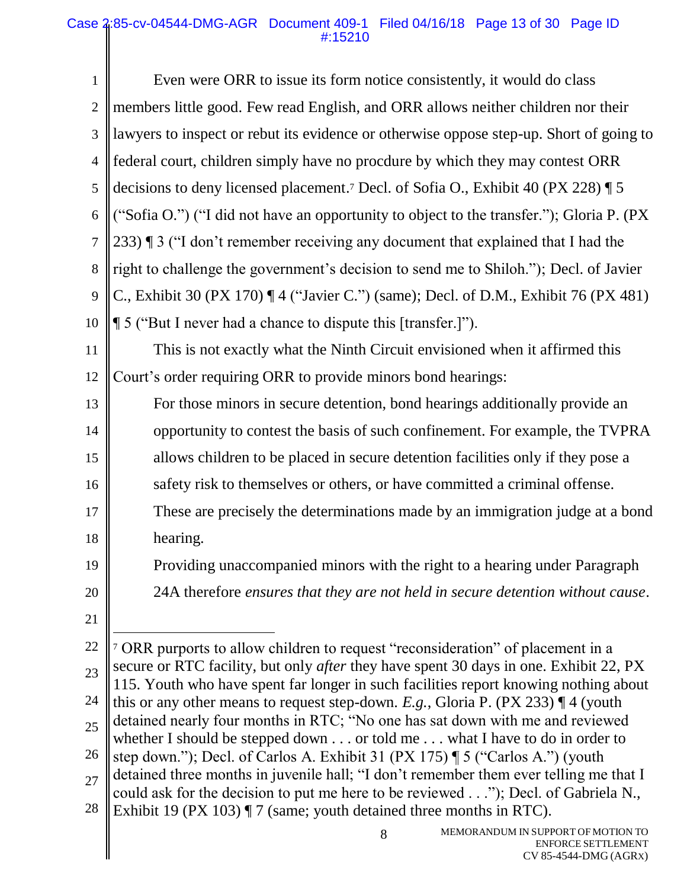Even were ORR to issue its form notice consistently, it would do class members little good. Few read English, and ORR allows neither children nor their lawyers to inspect or rebut its evidence or otherwise oppose step-up. Short of going to federal court, children simply have no procdure by which they may contest ORR decisions to deny licensed placement.[7] Decl. of Sofia O., Exhibit 40 (PX 228) ¶ 5 ("Sofia O.") ("I did not have an opportunity to object to the transfer."); Gloria P. (PX 233) ¶ 3 ("I don't remember receiving any document that explained that I had the right to challenge the government's decision to send me to Shiloh."); Decl. of Javier C., Exhibit 30 (PX 170) ¶ 4 ("Javier C.") (same); Decl. of D.M., Exhibit 76 (PX 481) ¶ 5 ("But I never had a chance to dispute this [transfer.]").

This is not exactly what the Ninth Circuit envisioned when it affirmed this Court's order requiring ORR to provide minors bond hearings:

> For those minors in secure detention, bond hearings additionally provide an opportunity to contest the basis of such confinement. For example, the TVPRA allows children to be placed in secure detention facilities only if they pose a safety risk to themselves or others, or have committed a criminal offense. These are precisely the determinations made by an immigration judge at a bond hearing.
>
> Providing unaccompanied minors with the right to a hearing under Paragraph 24A therefore *ensures that they are not held in secure detention without cause*.

---

[7] ORR purports to allow children to request "reconsideration" of placement in a secure or RTC facility, but only *after* they have spent 30 days in one. Exhibit 22, PX 115. Youth who have spent far longer in such facilities report knowing nothing about this or any other means to request step-down. *E.g.*, Gloria P. (PX 233) ¶ 4 (youth detained nearly four months in RTC; "No one has sat down with me and reviewed whether I should be stepped down . . . or told me . . . what I have to do in order to step down."); Decl. of Carlos A. Exhibit 31 (PX 175) ¶ 5 ("Carlos A.") (youth detained three months in juvenile hall; "I don't remember them ever telling me that I could ask for the decision to put me here to be reviewed . . ."); Decl. of Gabriela N., Exhibit 19 (PX 103) ¶ 7 (same; youth detained three months in RTC).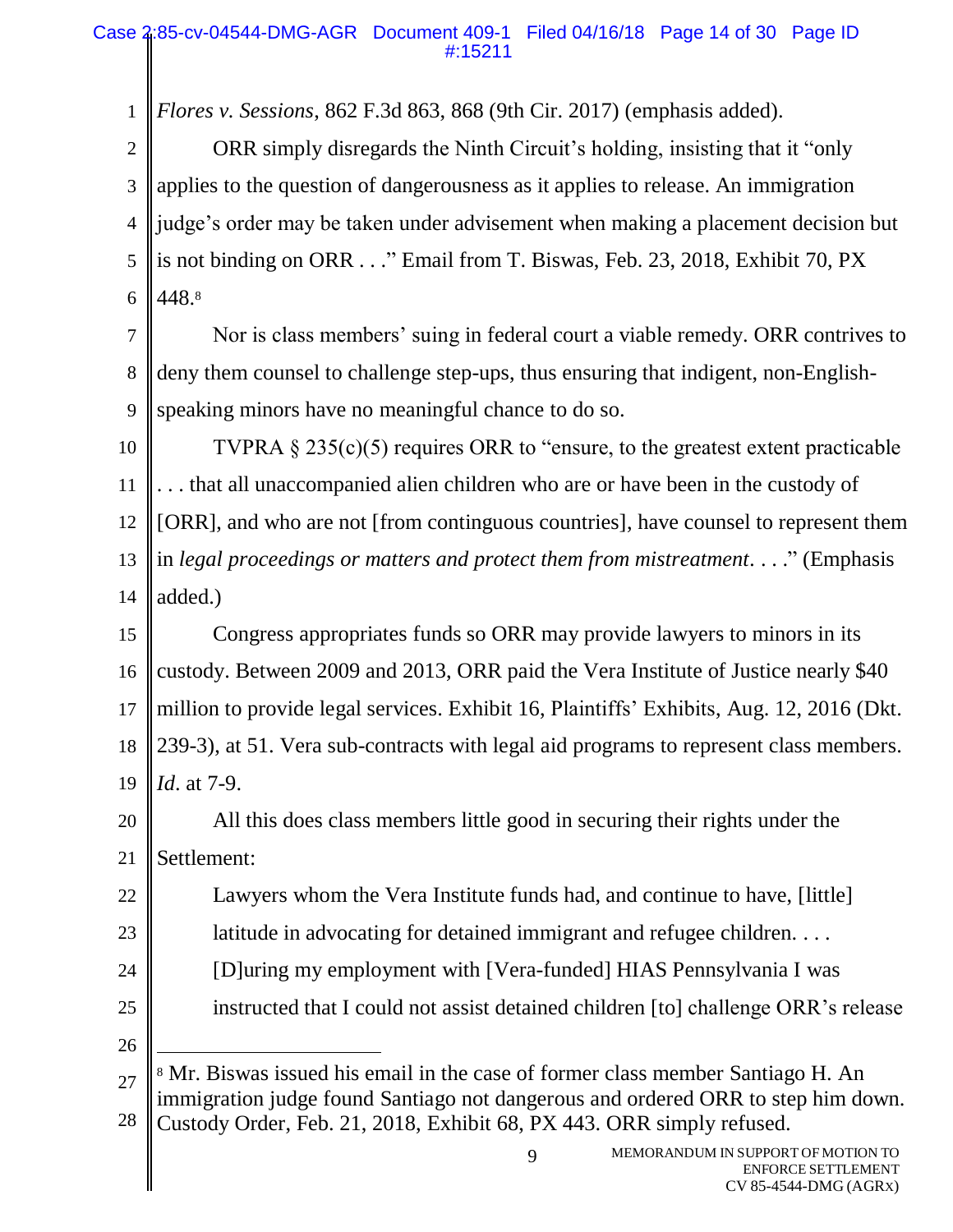*Flores v. Sessions*, 862 F.3d 863, 868 (9th Cir. 2017) (emphasis added).

ORR simply disregards the Ninth Circuit's holding, insisting that it "only applies to the question of dangerousness as it applies to release. An immigration judge's order may be taken under advisement when making a placement decision but is not binding on ORR . . ." Email from T. Biswas, Feb. 23, 2018, Exhibit 70, PX 448.[8]

Nor is class members' suing in federal court a viable remedy. ORR contrives to deny them counsel to challenge step-ups, thus ensuring that indigent, non-English-speaking minors have no meaningful chance to do so.

TVPRA § 235(c)(5) requires ORR to "ensure, to the greatest extent practicable . . . that all unaccompanied alien children who are or have been in the custody of [ORR], and who are not [from continguous countries], have counsel to represent them in *legal proceedings or matters and protect them from mistreatment*. . . ." (Emphasis added.)

Congress appropriates funds so ORR may provide lawyers to minors in its custody. Between 2009 and 2013, ORR paid the Vera Institute of Justice nearly $40 million to provide legal services. Exhibit 16, Plaintiffs' Exhibits, Aug. 12, 2016 (Dkt. 239-3), at 51. Vera sub-contracts with legal aid programs to represent class members. *Id*. at 7-9.

All this does class members little good in securing their rights under the Settlement:

> Lawyers whom the Vera Institute funds had, and continue to have, [little] latitude in advocating for detained immigrant and refugee children. . . . [D]uring my employment with [Vera-funded] HIAS Pennsylvania I was instructed that I could not assist detained children [to] challenge ORR's release

---

[8] Mr. Biswas issued his email in the case of former class member Santiago H. An immigration judge found Santiago not dangerous and ordered ORR to step him down. Custody Order, Feb. 21, 2018, Exhibit 68, PX 443. ORR simply refused.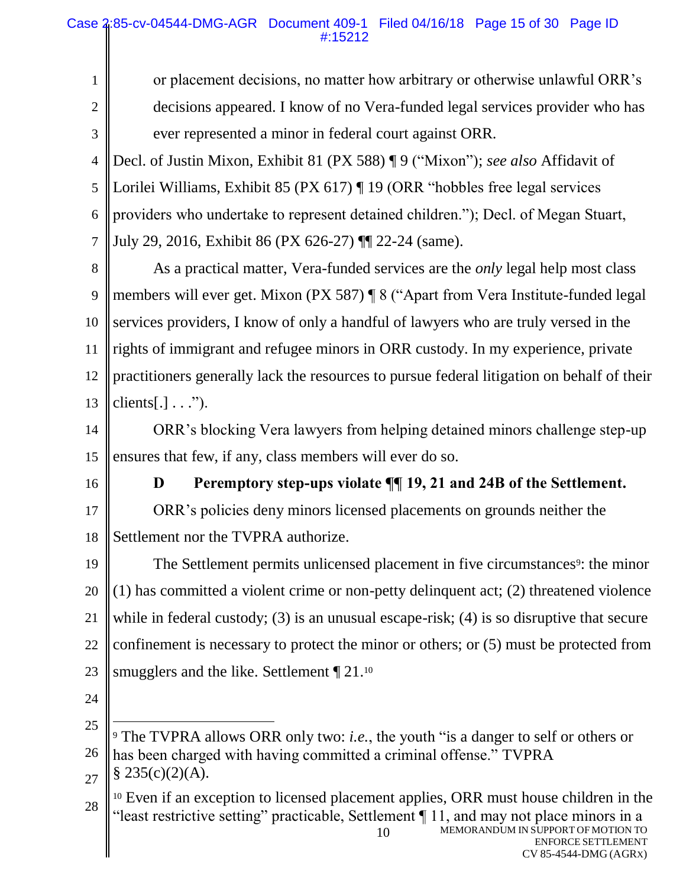or placement decisions, no matter how arbitrary or otherwise unlawful ORR's decisions appeared. I know of no Vera-funded legal services provider who has ever represented a minor in federal court against ORR.

Decl. of Justin Mixon, Exhibit 81 (PX 588) ¶ 9 ("Mixon"); *see also* Affidavit of Lorilei Williams, Exhibit 85 (PX 617) ¶ 19 (ORR "hobbles free legal services providers who undertake to represent detained children."); Decl. of Megan Stuart, July 29, 2016, Exhibit 86 (PX 626-27) ¶¶ 22-24 (same).

As a practical matter, Vera-funded services are the *only* legal help most class members will ever get. Mixon (PX 587) ¶ 8 ("Apart from Vera Institute-funded legal services providers, I know of only a handful of lawyers who are truly versed in the rights of immigrant and refugee minors in ORR custody. In my experience, private practitioners generally lack the resources to pursue federal litigation on behalf of their clients[.] . . .").

ORR's blocking Vera lawyers from helping detained minors challenge step-up ensures that few, if any, class members will ever do so.

**D Peremptory step-ups violate ¶¶ 19, 21 and 24B of the Settlement.**

ORR's policies deny minors licensed placements on grounds neither the Settlement nor the TVPRA authorize.

The Settlement permits unlicensed placement in five circumstances[9]: the minor (1) has committed a violent crime or non-petty delinquent act; (2) threatened violence while in federal custody; (3) is an unusual escape-risk; (4) is so disruptive that secure confinement is necessary to protect the minor or others; or (5) must be protected from smugglers and the like. Settlement ¶ 21.[10]

---

[9] The TVPRA allows ORR only two: *i.e.*, the youth "is a danger to self or others or has been charged with having committed a criminal offense." TVPRA § 235(c)(2)(A).

[10] Even if an exception to licensed placement applies, ORR must house children in the "least restrictive setting" practicable, Settlement ¶ 11, and may not place minors in a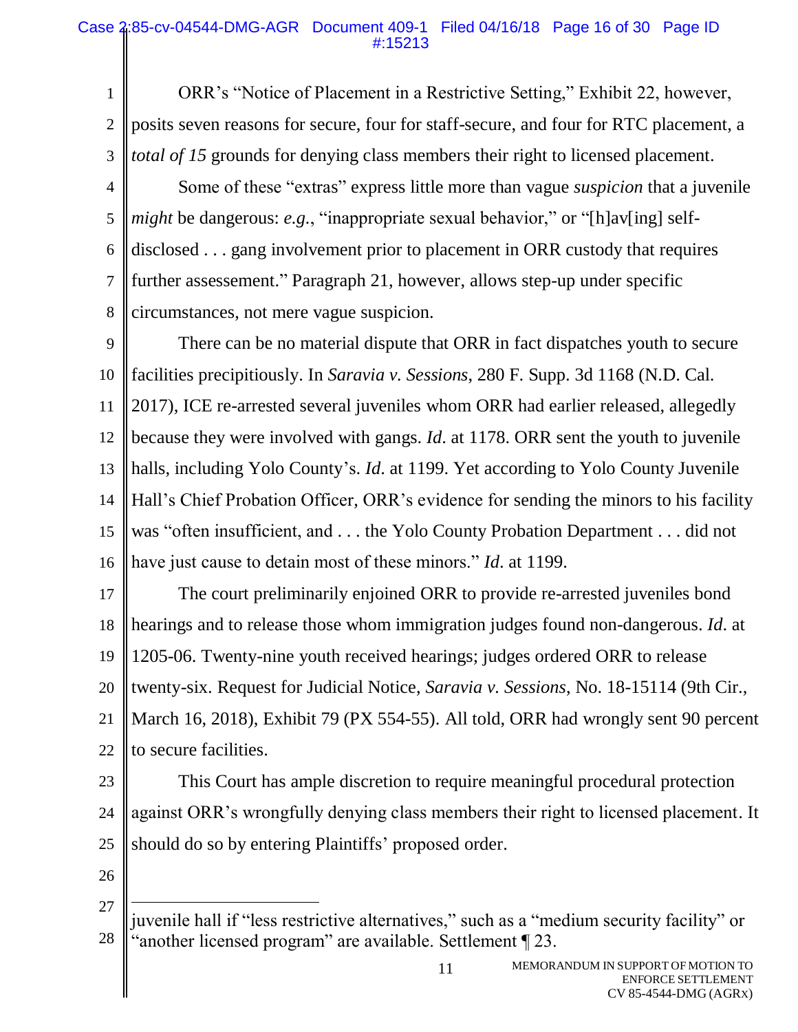ORR's "Notice of Placement in a Restrictive Setting," Exhibit 22, however, posits seven reasons for secure, four for staff-secure, and four for RTC placement, a *total of 15* grounds for denying class members their right to licensed placement.

Some of these "extras" express little more than vague *suspicion* that a juvenile *might* be dangerous: *e.g.*, "inappropriate sexual behavior," or "[h]av[ing] self-disclosed . . . gang involvement prior to placement in ORR custody that requires further assessement." Paragraph 21, however, allows step-up under specific circumstances, not mere vague suspicion.

There can be no material dispute that ORR in fact dispatches youth to secure facilities precipitiously. In *Saravia v. Sessions*, 280 F. Supp. 3d 1168 (N.D. Cal. 2017), ICE re-arrested several juveniles whom ORR had earlier released, allegedly because they were involved with gangs. *Id*. at 1178. ORR sent the youth to juvenile halls, including Yolo County's. *Id*. at 1199. Yet according to Yolo County Juvenile Hall's Chief Probation Officer, ORR's evidence for sending the minors to his facility was "often insufficient, and . . . the Yolo County Probation Department . . . did not have just cause to detain most of these minors." *Id*. at 1199.

The court preliminarily enjoined ORR to provide re-arrested juveniles bond hearings and to release those whom immigration judges found non-dangerous. *Id*. at 1205-06. Twenty-nine youth received hearings; judges ordered ORR to release twenty-six. Request for Judicial Notice, *Saravia v. Sessions*, No. 18-15114 (9th Cir., March 16, 2018), Exhibit 79 (PX 554-55). All told, ORR had wrongly sent 90 percent to secure facilities.

This Court has ample discretion to require meaningful procedural protection against ORR's wrongfully denying class members their right to licensed placement. It should do so by entering Plaintiffs' proposed order.

---

juvenile hall if "less restrictive alternatives," such as a "medium security facility" or "another licensed program" are available. Settlement ¶ 23.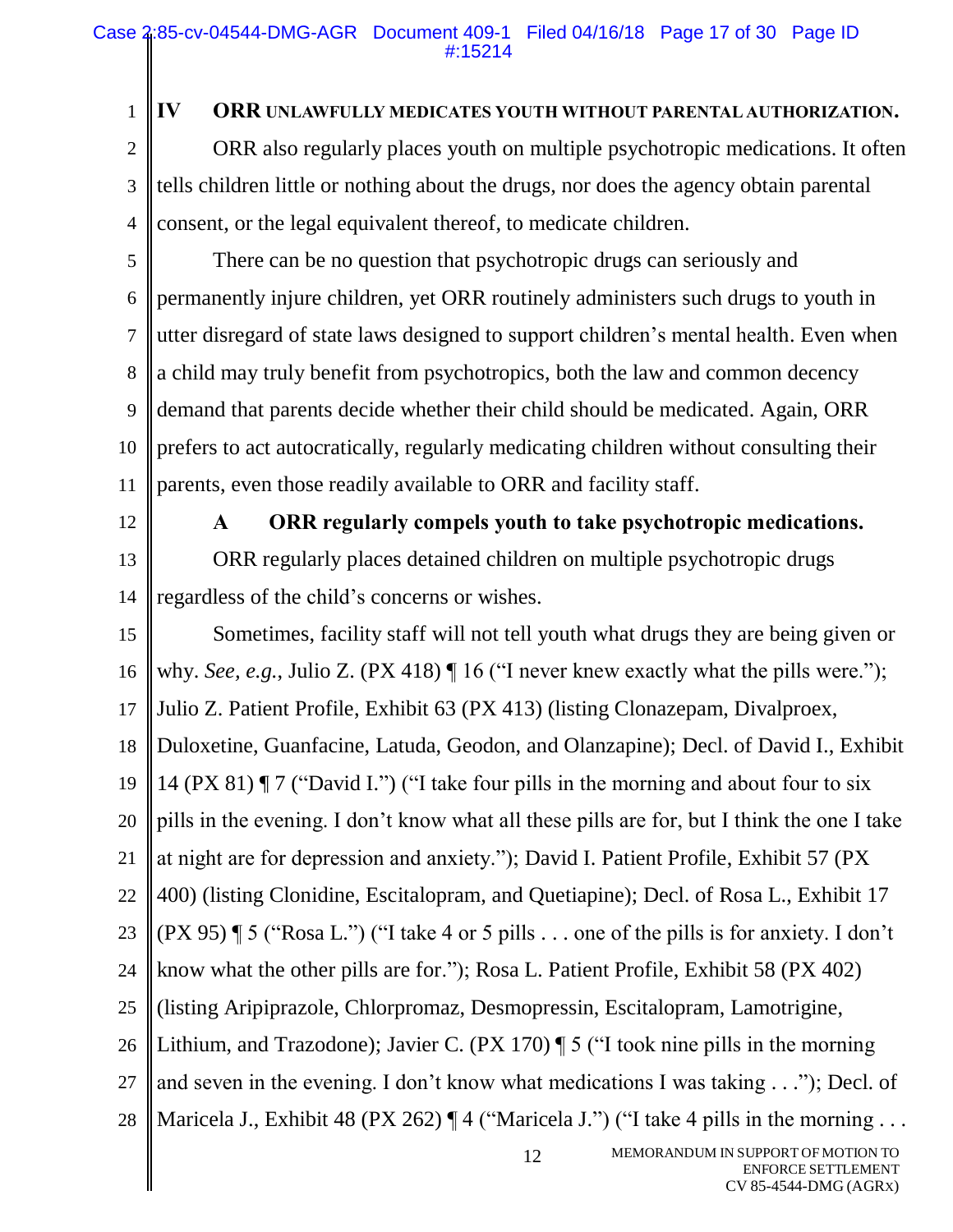## IV ORR UNLAWFULLY MEDICATES YOUTH WITHOUT PARENTAL AUTHORIZATION.

ORR also regularly places youth on multiple psychotropic medications. It often tells children little or nothing about the drugs, nor does the agency obtain parental consent, or the legal equivalent thereof, to medicate children.

There can be no question that psychotropic drugs can seriously and permanently injure children, yet ORR routinely administers such drugs to youth in utter disregard of state laws designed to support children's mental health. Even when a child may truly benefit from psychotropics, both the law and common decency demand that parents decide whether their child should be medicated. Again, ORR prefers to act autocratically, regularly medicating children without consulting their parents, even those readily available to ORR and facility staff.

### A ORR regularly compels youth to take psychotropic medications.

ORR regularly places detained children on multiple psychotropic drugs regardless of the child's concerns or wishes.

Sometimes, facility staff will not tell youth what drugs they are being given or why. *See, e.g.*, Julio Z. (PX 418) ¶ 16 ("I never knew exactly what the pills were."); Julio Z. Patient Profile, Exhibit 63 (PX 413) (listing Clonazepam, Divalproex, Duloxetine, Guanfacine, Latuda, Geodon, and Olanzapine); Decl. of David I., Exhibit 14 (PX 81) ¶ 7 ("David I.") ("I take four pills in the morning and about four to six pills in the evening. I don't know what all these pills are for, but I think the one I take at night are for depression and anxiety."); David I. Patient Profile, Exhibit 57 (PX 400) (listing Clonidine, Escitalopram, and Quetiapine); Decl. of Rosa L., Exhibit 17 (PX 95) ¶ 5 ("Rosa L.") ("I take 4 or 5 pills . . . one of the pills is for anxiety. I don't know what the other pills are for."); Rosa L. Patient Profile, Exhibit 58 (PX 402) (listing Aripiprazole, Chlorpromaz, Desmopressin, Escitalopram, Lamotrigine, Lithium, and Trazodone); Javier C. (PX 170) ¶ 5 ("I took nine pills in the morning and seven in the evening. I don't know what medications I was taking . . ."); Decl. of Maricela J., Exhibit 48 (PX 262) ¶ 4 ("Maricela J.") ("I take 4 pills in the morning . . .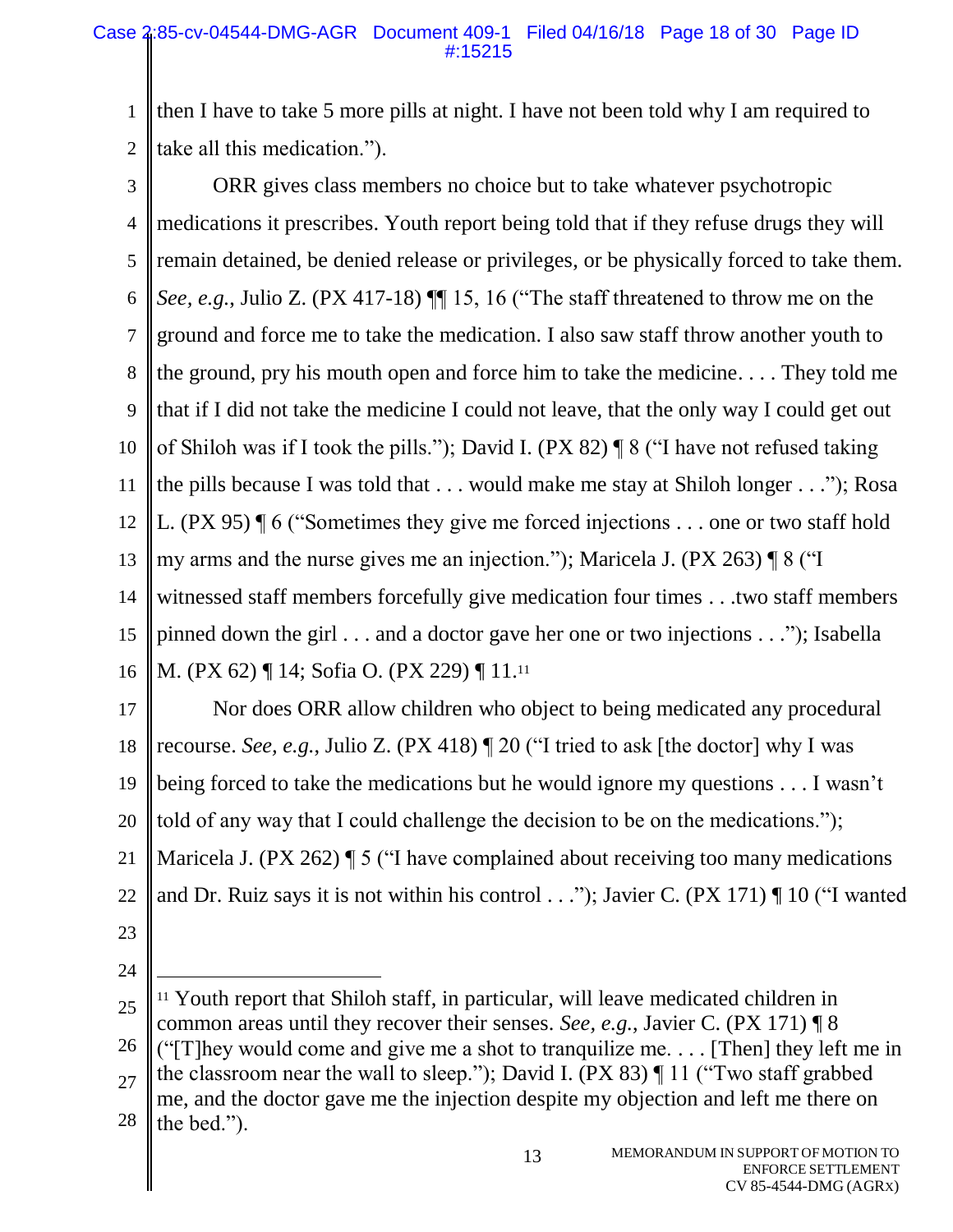then I have to take 5 more pills at night. I have not been told why I am required to take all this medication.").

ORR gives class members no choice but to take whatever psychotropic medications it prescribes. Youth report being told that if they refuse drugs they will remain detained, be denied release or privileges, or be physically forced to take them. *See, e.g.*, Julio Z. (PX 417-18) ¶¶ 15, 16 ("The staff threatened to throw me on the ground and force me to take the medication. I also saw staff throw another youth to the ground, pry his mouth open and force him to take the medicine. . . . They told me that if I did not take the medicine I could not leave, that the only way I could get out of Shiloh was if I took the pills."); David I. (PX 82) ¶ 8 ("I have not refused taking the pills because I was told that . . . would make me stay at Shiloh longer . . ."); Rosa L. (PX 95) ¶ 6 ("Sometimes they give me forced injections . . . one or two staff hold my arms and the nurse gives me an injection."); Maricela J. (PX 263) ¶ 8 ("I witnessed staff members forcefully give medication four times . . .two staff members pinned down the girl . . . and a doctor gave her one or two injections . . ."); Isabella M. (PX 62) ¶ 14; Sofia O. (PX 229) ¶ 11.[11]

Nor does ORR allow children who object to being medicated any procedural recourse. *See, e.g.*, Julio Z. (PX 418) ¶ 20 ("I tried to ask [the doctor] why I was being forced to take the medications but he would ignore my questions . . . I wasn't told of any way that I could challenge the decision to be on the medications."); Maricela J. (PX 262) ¶ 5 ("I have complained about receiving too many medications and Dr. Ruiz says it is not within his control . . ."); Javier C. (PX 171) ¶ 10 ("I wanted

---

[11] Youth report that Shiloh staff, in particular, will leave medicated children in common areas until they recover their senses. *See, e.g.*, Javier C. (PX 171) ¶ 8 ("[T]hey would come and give me a shot to tranquilize me. . . . [Then] they left me in the classroom near the wall to sleep."); David I. (PX 83) ¶ 11 ("Two staff grabbed me, and the doctor gave me the injection despite my objection and left me there on the bed.").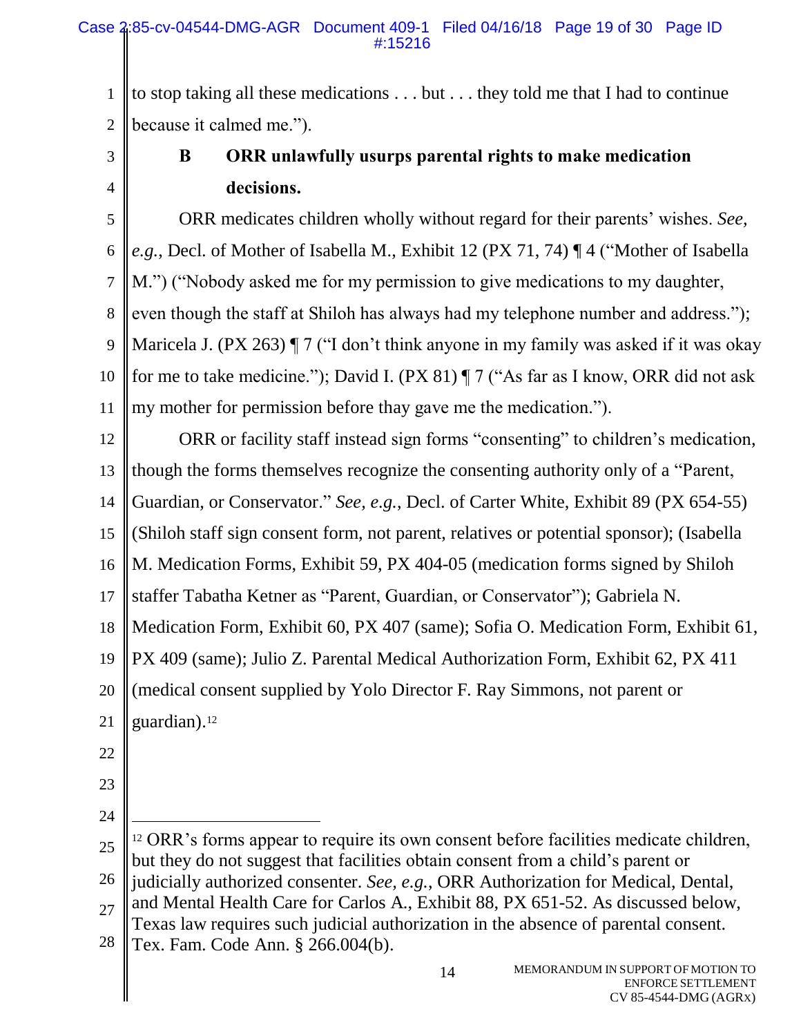to stop taking all these medications . . . but . . . they told me that I had to continue because it calmed me.").

### B ORR unlawfully usurps parental rights to make medication decisions.

ORR medicates children wholly without regard for their parents' wishes. *See, e.g.*, Decl. of Mother of Isabella M., Exhibit 12 (PX 71, 74) ¶ 4 ("Mother of Isabella M.") ("Nobody asked me for my permission to give medications to my daughter, even though the staff at Shiloh has always had my telephone number and address."); Maricela J. (PX 263) ¶ 7 ("I don't think anyone in my family was asked if it was okay for me to take medicine."); David I. (PX 81) ¶ 7 ("As far as I know, ORR did not ask my mother for permission before thay gave me the medication.").

ORR or facility staff instead sign forms "consenting" to children's medication, though the forms themselves recognize the consenting authority only of a "Parent, Guardian, or Conservator." *See, e.g.*, Decl. of Carter White, Exhibit 89 (PX 654-55) (Shiloh staff sign consent form, not parent, relatives or potential sponsor); (Isabella M. Medication Forms, Exhibit 59, PX 404-05 (medication forms signed by Shiloh staffer Tabatha Ketner as "Parent, Guardian, or Conservator"); Gabriela N. Medication Form, Exhibit 60, PX 407 (same); Sofia O. Medication Form, Exhibit 61, PX 409 (same); Julio Z. Parental Medical Authorization Form, Exhibit 62, PX 411 (medical consent supplied by Yolo Director F. Ray Simmons, not parent or guardian).[12]

---

[12] ORR's forms appear to require its own consent before facilities medicate children, but they do not suggest that facilities obtain consent from a child's parent or judicially authorized consenter. *See, e.g.*, ORR Authorization for Medical, Dental, and Mental Health Care for Carlos A., Exhibit 88, PX 651-52. As discussed below, Texas law requires such judicial authorization in the absence of parental consent. Tex. Fam. Code Ann. § 266.004(b).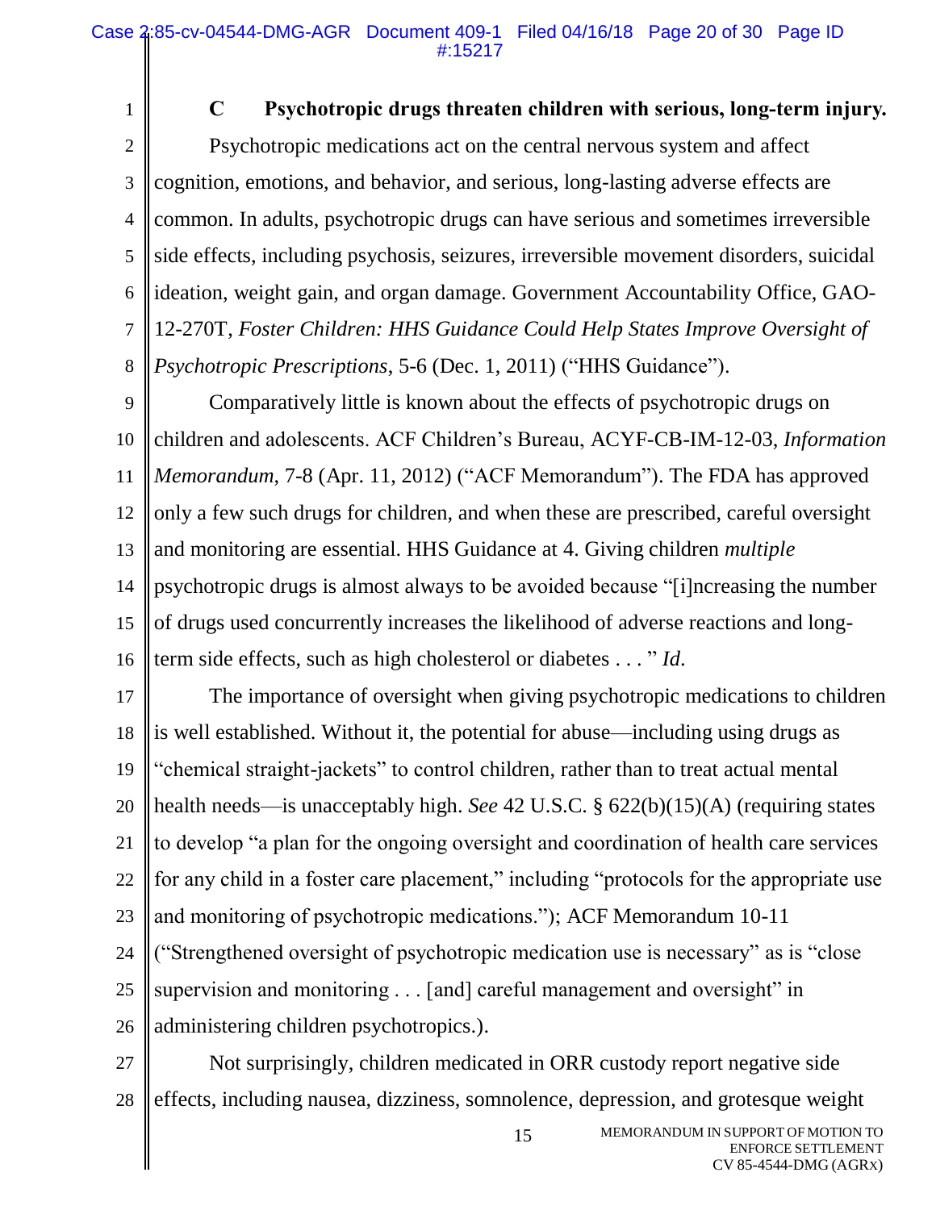### C Psychotropic drugs threaten children with serious, long-term injury.

Psychotropic medications act on the central nervous system and affect cognition, emotions, and behavior, and serious, long-lasting adverse effects are common. In adults, psychotropic drugs can have serious and sometimes irreversible side effects, including psychosis, seizures, irreversible movement disorders, suicidal ideation, weight gain, and organ damage. Government Accountability Office, GAO-12-270T, *Foster Children: HHS Guidance Could Help States Improve Oversight of Psychotropic Prescriptions*, 5-6 (Dec. 1, 2011) ("HHS Guidance").

Comparatively little is known about the effects of psychotropic drugs on children and adolescents. ACF Children's Bureau, ACYF-CB-IM-12-03, *Information Memorandum*, 7-8 (Apr. 11, 2012) ("ACF Memorandum"). The FDA has approved only a few such drugs for children, and when these are prescribed, careful oversight and monitoring are essential. HHS Guidance at 4. Giving children *multiple* psychotropic drugs is almost always to be avoided because "[i]ncreasing the number of drugs used concurrently increases the likelihood of adverse reactions and long-term side effects, such as high cholesterol or diabetes . . . " *Id*.

The importance of oversight when giving psychotropic medications to children is well established. Without it, the potential for abuse—including using drugs as "chemical straight-jackets" to control children, rather than to treat actual mental health needs—is unacceptably high. *See* 42 U.S.C. § 622(b)(15)(A) (requiring states to develop "a plan for the ongoing oversight and coordination of health care services for any child in a foster care placement," including "protocols for the appropriate use and monitoring of psychotropic medications."); ACF Memorandum 10-11 ("Strengthened oversight of psychotropic medication use is necessary" as is "close supervision and monitoring . . . [and] careful management and oversight" in administering children psychotropics.).

Not surprisingly, children medicated in ORR custody report negative side effects, including nausea, dizziness, somnolence, depression, and grotesque weight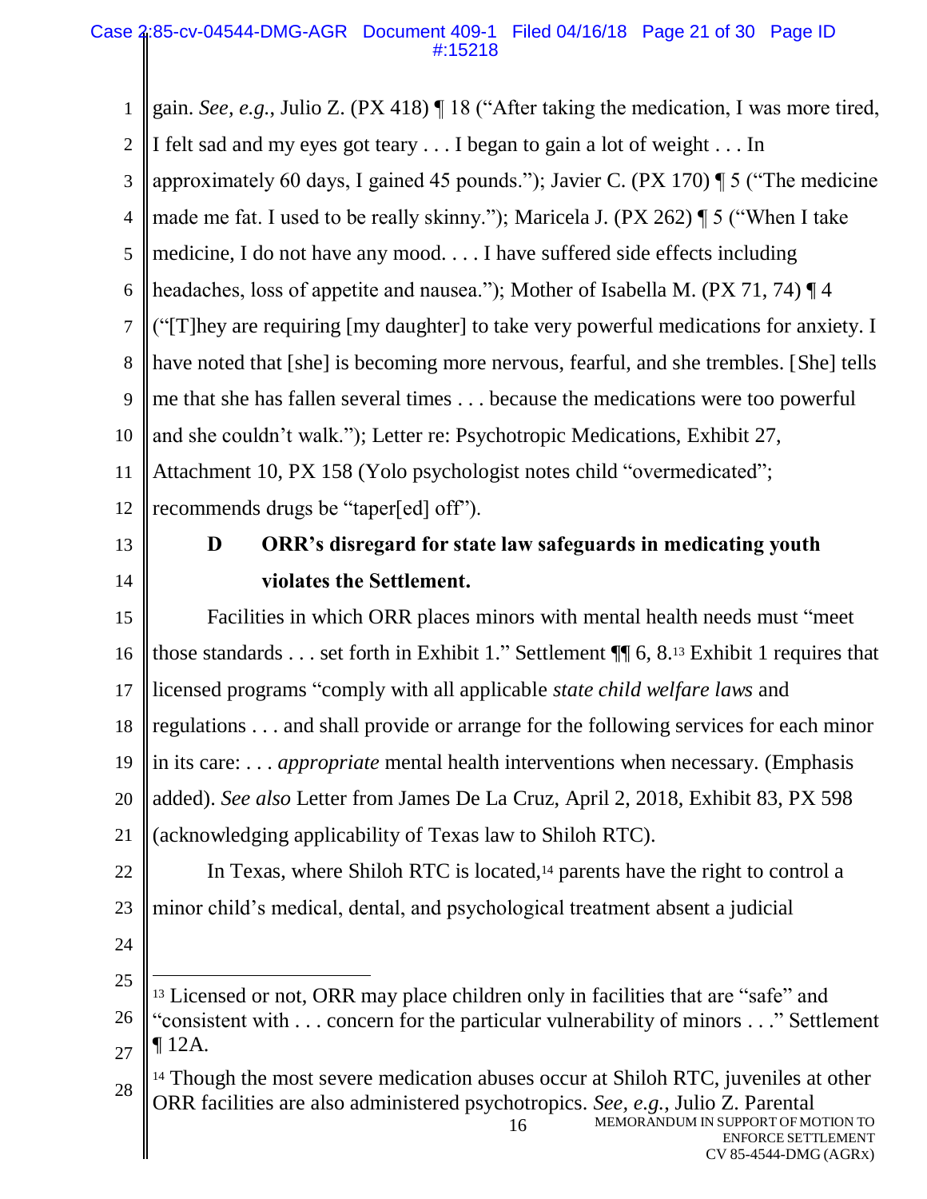gain. *See, e.g.*, Julio Z. (PX 418) ¶ 18 ("After taking the medication, I was more tired, I felt sad and my eyes got teary . . . I began to gain a lot of weight . . . In approximately 60 days, I gained 45 pounds."); Javier C. (PX 170) ¶ 5 ("The medicine made me fat. I used to be really skinny."); Maricela J. (PX 262) ¶ 5 ("When I take medicine, I do not have any mood. . . . I have suffered side effects including headaches, loss of appetite and nausea."); Mother of Isabella M. (PX 71, 74) ¶ 4 ("[T]hey are requiring [my daughter] to take very powerful medications for anxiety. I have noted that [she] is becoming more nervous, fearful, and she trembles. [She] tells me that she has fallen several times . . . because the medications were too powerful and she couldn't walk."); Letter re: Psychotropic Medications, Exhibit 27, Attachment 10, PX 158 (Yolo psychologist notes child "overmedicated"; recommends drugs be "taper[ed] off").

### D ORR's disregard for state law safeguards in medicating youth violates the Settlement.

Facilities in which ORR places minors with mental health needs must "meet those standards . . . set forth in Exhibit 1." Settlement ¶¶ 6, 8.[13] Exhibit 1 requires that licensed programs "comply with all applicable *state child welfare laws* and regulations . . . and shall provide or arrange for the following services for each minor in its care: . . . *appropriate* mental health interventions when necessary. (Emphasis added). *See also* Letter from James De La Cruz, April 2, 2018, Exhibit 83, PX 598 (acknowledging applicability of Texas law to Shiloh RTC).

In Texas, where Shiloh RTC is located,[14] parents have the right to control a minor child's medical, dental, and psychological treatment absent a judicial

---

[13] Licensed or not, ORR may place children only in facilities that are "safe" and "consistent with . . . concern for the particular vulnerability of minors . . ." Settlement ¶ 12A.

[14] Though the most severe medication abuses occur at Shiloh RTC, juveniles at other ORR facilities are also administered psychotropics. *See, e.g.*, Julio Z. Parental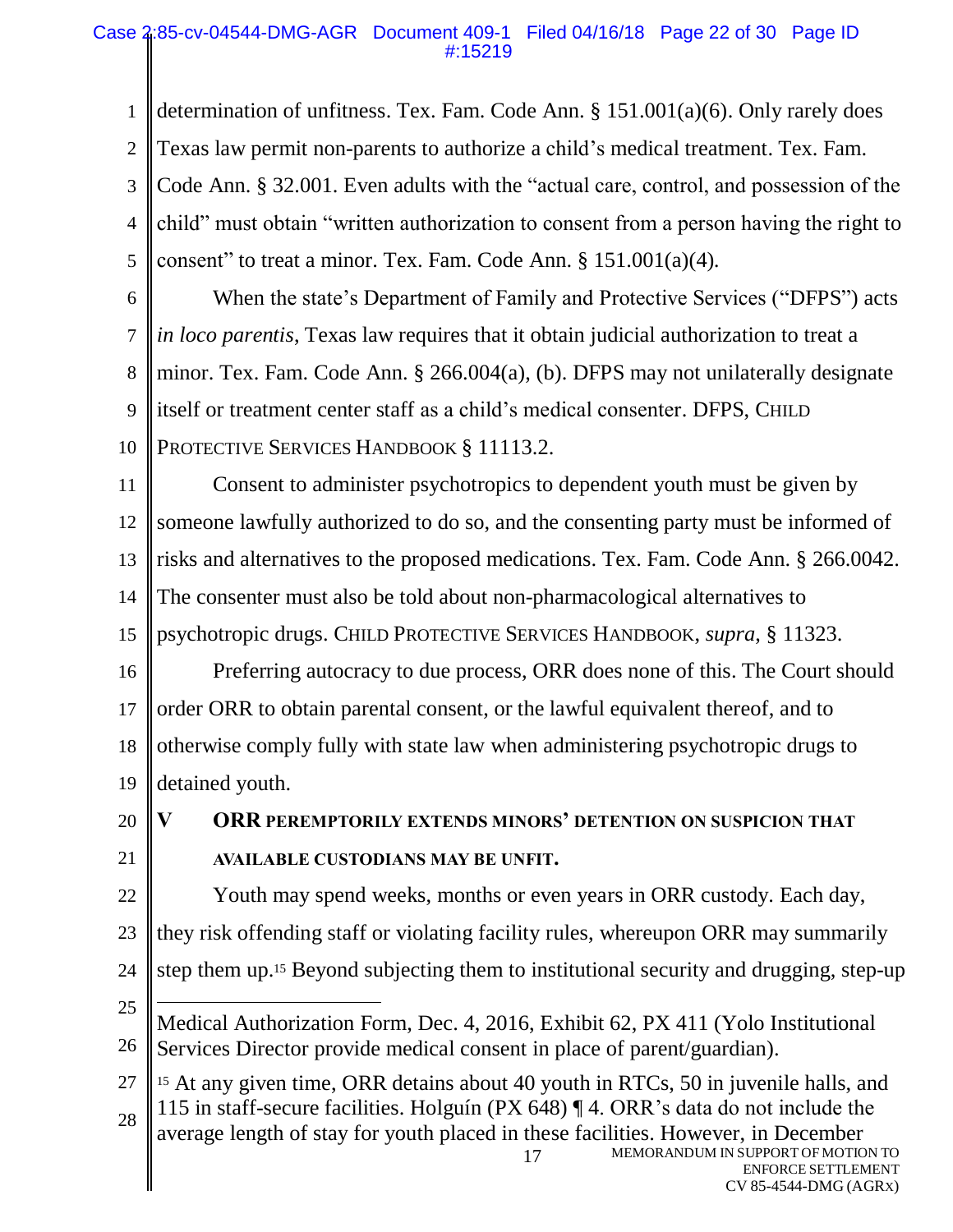determination of unfitness. Tex. Fam. Code Ann. § 151.001(a)(6). Only rarely does Texas law permit non-parents to authorize a child's medical treatment. Tex. Fam. Code Ann. § 32.001. Even adults with the "actual care, control, and possession of the child" must obtain "written authorization to consent from a person having the right to consent" to treat a minor. Tex. Fam. Code Ann. § 151.001(a)(4).

When the state's Department of Family and Protective Services ("DFPS") acts *in loco parentis*, Texas law requires that it obtain judicial authorization to treat a minor. Tex. Fam. Code Ann. § 266.004(a), (b). DFPS may not unilaterally designate itself or treatment center staff as a child's medical consenter. DFPS, CHILD PROTECTIVE SERVICES HANDBOOK § 11113.2.

Consent to administer psychotropics to dependent youth must be given by someone lawfully authorized to do so, and the consenting party must be informed of risks and alternatives to the proposed medications. Tex. Fam. Code Ann. § 266.0042. The consenter must also be told about non-pharmacological alternatives to psychotropic drugs. CHILD PROTECTIVE SERVICES HANDBOOK, *supra*, § 11323.

Preferring autocracy to due process, ORR does none of this. The Court should order ORR to obtain parental consent, or the lawful equivalent thereof, and to otherwise comply fully with state law when administering psychotropic drugs to detained youth.

## V ORR PEREMPTORILY EXTENDS MINORS' DETENTION ON SUSPICION THAT AVAILABLE CUSTODIANS MAY BE UNFIT.

Youth may spend weeks, months or even years in ORR custody. Each day, they risk offending staff or violating facility rules, whereupon ORR may summarily step them up.[15] Beyond subjecting them to institutional security and drugging, step-up

---

Medical Authorization Form, Dec. 4, 2016, Exhibit 62, PX 411 (Yolo Institutional Services Director provide medical consent in place of parent/guardian).

[15] At any given time, ORR detains about 40 youth in RTCs, 50 in juvenile halls, and 115 in staff-secure facilities. Holguín (PX 648) ¶ 4. ORR's data do not include the average length of stay for youth placed in these facilities. However, in December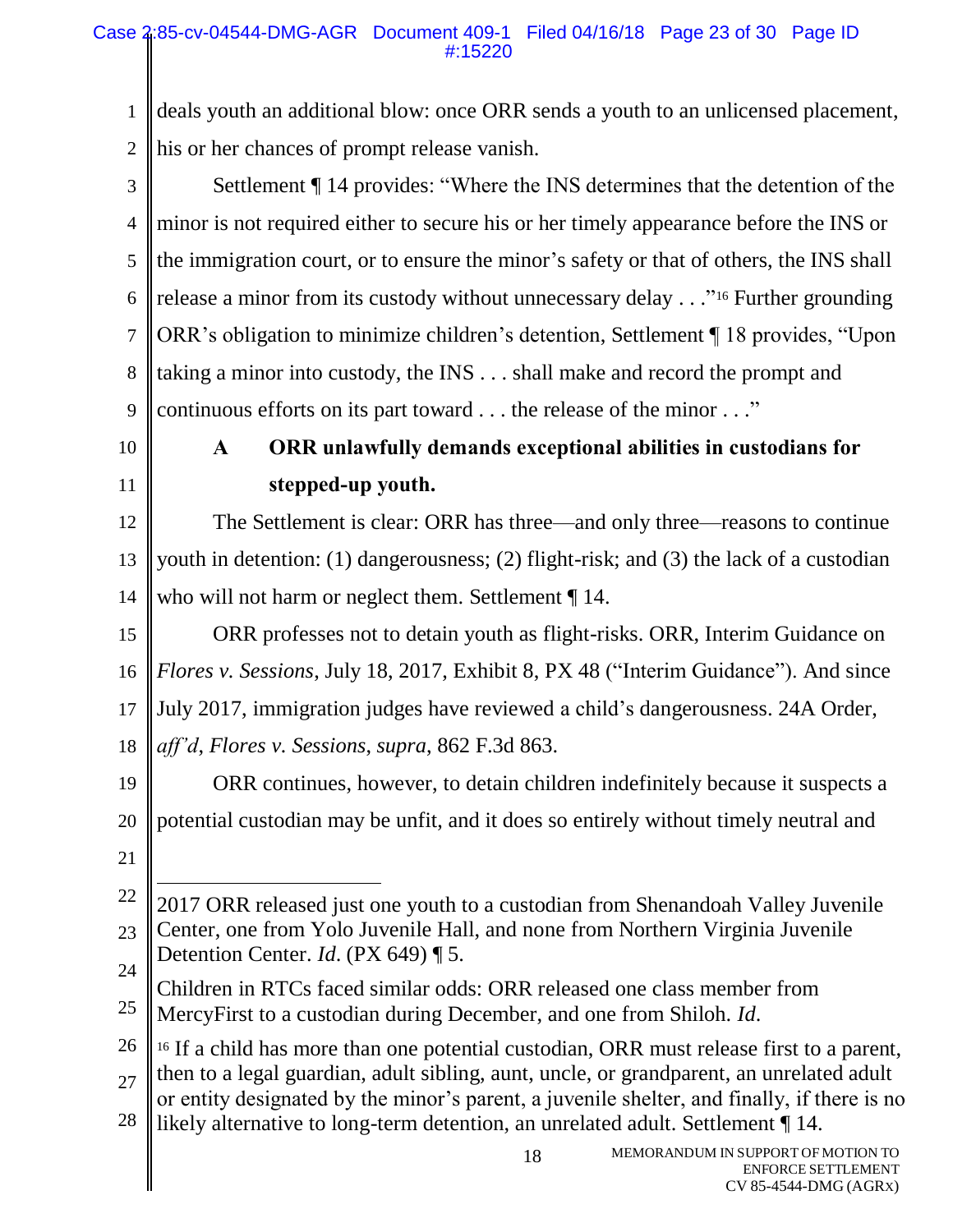deals youth an additional blow: once ORR sends a youth to an unlicensed placement, his or her chances of prompt release vanish.

Settlement ¶ 14 provides: "Where the INS determines that the detention of the minor is not required either to secure his or her timely appearance before the INS or the immigration court, or to ensure the minor's safety or that of others, the INS shall release a minor from its custody without unnecessary delay . . ."[16] Further grounding ORR's obligation to minimize children's detention, Settlement ¶ 18 provides, "Upon taking a minor into custody, the INS . . . shall make and record the prompt and continuous efforts on its part toward . . . the release of the minor . . ."

### A ORR unlawfully demands exceptional abilities in custodians for stepped-up youth.

The Settlement is clear: ORR has three—and only three—reasons to continue youth in detention: (1) dangerousness; (2) flight-risk; and (3) the lack of a custodian who will not harm or neglect them. Settlement ¶ 14.

ORR professes not to detain youth as flight-risks. ORR, Interim Guidance on *Flores v. Sessions*, July 18, 2017, Exhibit 8, PX 48 ("Interim Guidance"). And since July 2017, immigration judges have reviewed a child's dangerousness. 24A Order, *aff'd*, *Flores v. Sessions*, *supra*, 862 F.3d 863.

ORR continues, however, to detain children indefinitely because it suspects a potential custodian may be unfit, and it does so entirely without timely neutral and

---

2017 ORR released just one youth to a custodian from Shenandoah Valley Juvenile Center, one from Yolo Juvenile Hall, and none from Northern Virginia Juvenile Detention Center. *Id*. (PX 649) ¶ 5.

Children in RTCs faced similar odds: ORR released one class member from MercyFirst to a custodian during December, and one from Shiloh. *Id*.

[16] If a child has more than one potential custodian, ORR must release first to a parent, then to a legal guardian, adult sibling, aunt, uncle, or grandparent, an unrelated adult or entity designated by the minor's parent, a juvenile shelter, and finally, if there is no likely alternative to long-term detention, an unrelated adult. Settlement ¶ 14.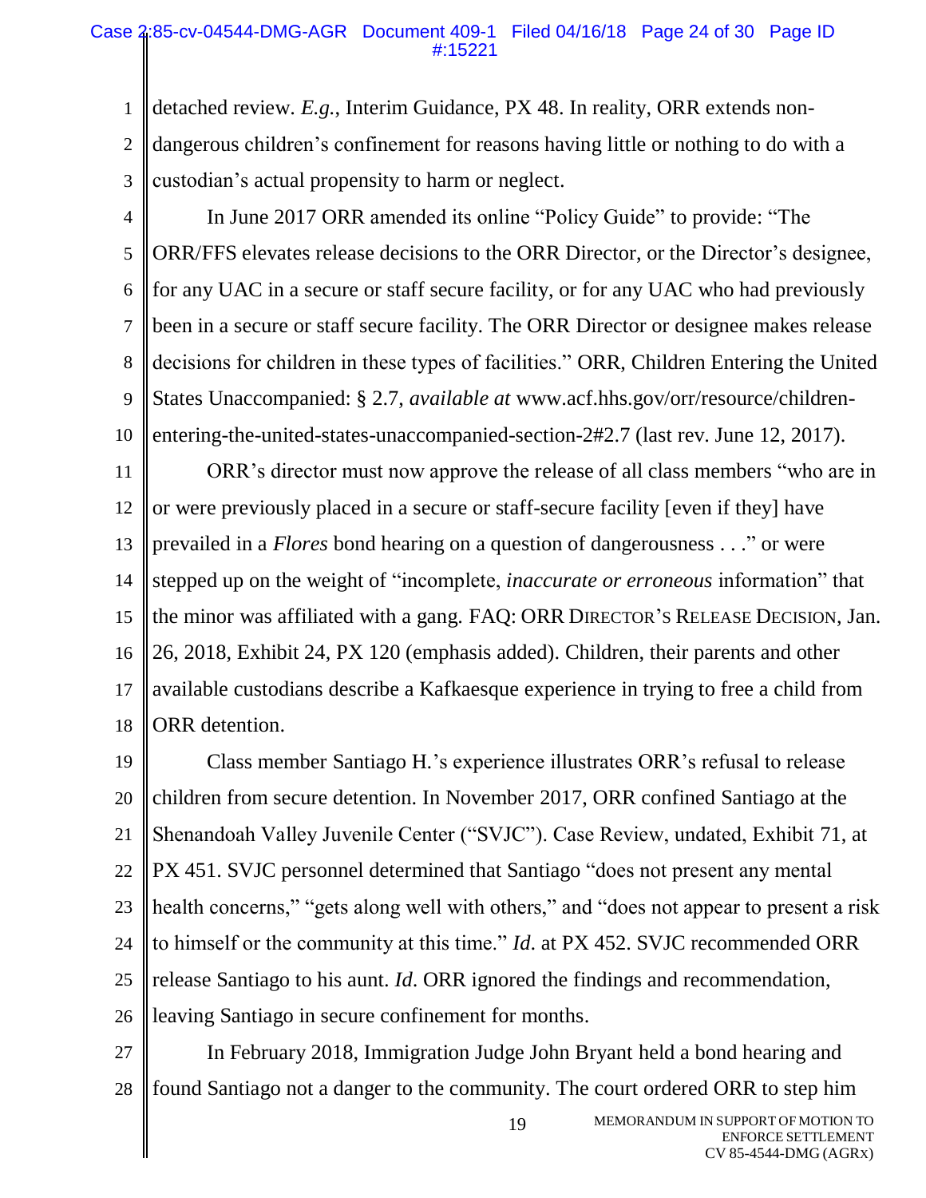detached review. *E.g.*, Interim Guidance, PX 48. In reality, ORR extends non-dangerous children's confinement for reasons having little or nothing to do with a custodian's actual propensity to harm or neglect.

In June 2017 ORR amended its online "Policy Guide" to provide: "The ORR/FFS elevates release decisions to the ORR Director, or the Director's designee, for any UAC in a secure or staff secure facility, or for any UAC who had previously been in a secure or staff secure facility. The ORR Director or designee makes release decisions for children in these types of facilities." ORR, Children Entering the United States Unaccompanied: § 2.7, *available at* www.acf.hhs.gov/orr/resource/children-entering-the-united-states-unaccompanied-section-2#2.7 (last rev. June 12, 2017).

ORR's director must now approve the release of all class members "who are in or were previously placed in a secure or staff-secure facility [even if they] have prevailed in a *Flores* bond hearing on a question of dangerousness . . ." or were stepped up on the weight of "incomplete, *inaccurate or erroneous* information" that the minor was affiliated with a gang. FAQ: ORR DIRECTOR'S RELEASE DECISION, Jan. 26, 2018, Exhibit 24, PX 120 (emphasis added). Children, their parents and other available custodians describe a Kafkaesque experience in trying to free a child from ORR detention.

Class member Santiago H.'s experience illustrates ORR's refusal to release children from secure detention. In November 2017, ORR confined Santiago at the Shenandoah Valley Juvenile Center ("SVJC"). Case Review, undated, Exhibit 71, at PX 451. SVJC personnel determined that Santiago "does not present any mental health concerns," "gets along well with others," and "does not appear to present a risk to himself or the community at this time." *Id*. at PX 452. SVJC recommended ORR release Santiago to his aunt. *Id*. ORR ignored the findings and recommendation, leaving Santiago in secure confinement for months.

In February 2018, Immigration Judge John Bryant held a bond hearing and found Santiago not a danger to the community. The court ordered ORR to step him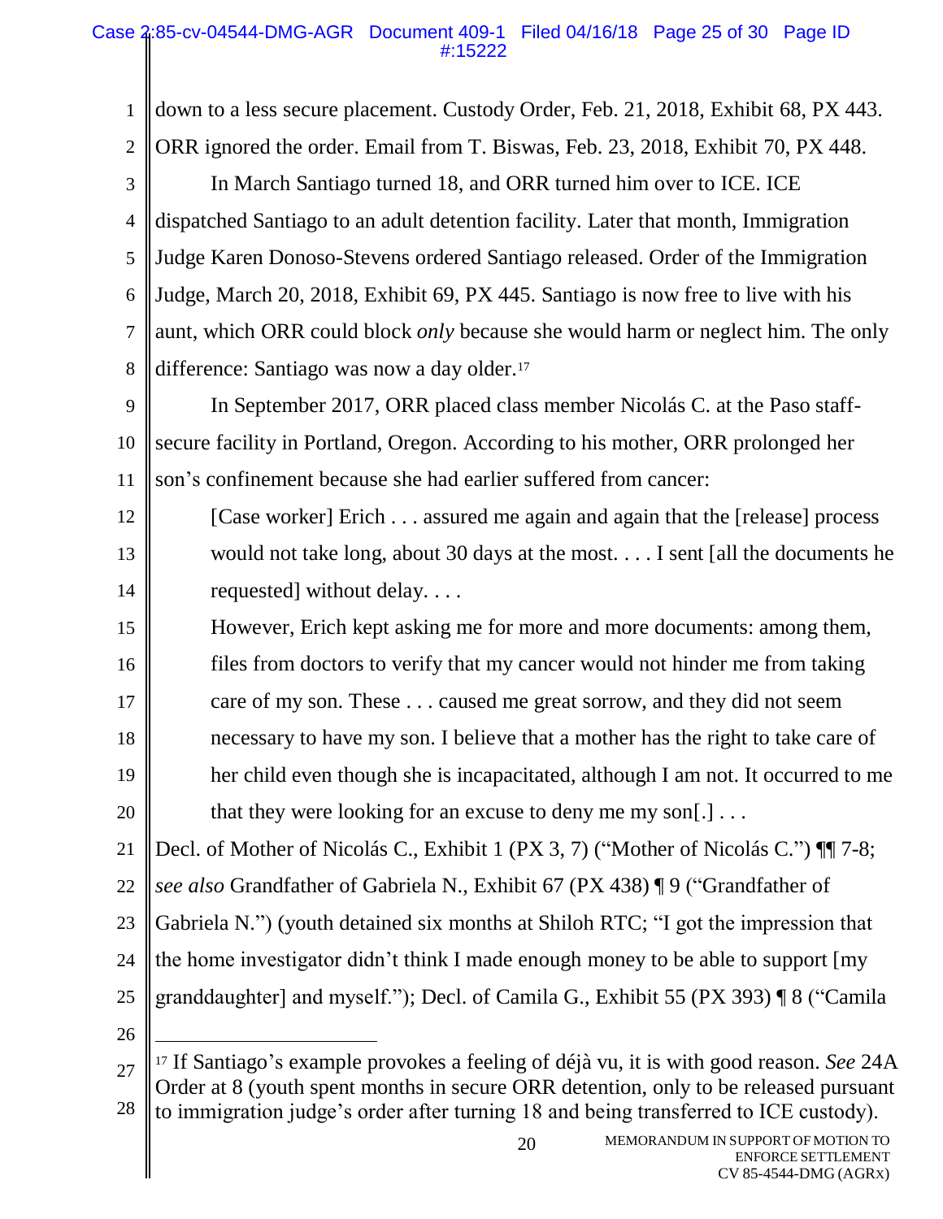down to a less secure placement. Custody Order, Feb. 21, 2018, Exhibit 68, PX 443. ORR ignored the order. Email from T. Biswas, Feb. 23, 2018, Exhibit 70, PX 448.

In March Santiago turned 18, and ORR turned him over to ICE. ICE dispatched Santiago to an adult detention facility. Later that month, Immigration Judge Karen Donoso-Stevens ordered Santiago released. Order of the Immigration Judge, March 20, 2018, Exhibit 69, PX 445. Santiago is now free to live with his aunt, which ORR could block *only* because she would harm or neglect him. The only difference: Santiago was now a day older.[17]

In September 2017, ORR placed class member Nicolás C. at the Paso staff-secure facility in Portland, Oregon. According to his mother, ORR prolonged her son's confinement because she had earlier suffered from cancer:

> [Case worker] Erich . . . assured me again and again that the [release] process would not take long, about 30 days at the most. . . . I sent [all the documents he requested] without delay. . . .
>
> However, Erich kept asking me for more and more documents: among them, files from doctors to verify that my cancer would not hinder me from taking care of my son. These . . . caused me great sorrow, and they did not seem necessary to have my son. I believe that a mother has the right to take care of her child even though she is incapacitated, although I am not. It occurred to me that they were looking for an excuse to deny me my son[.] . . .

Decl. of Mother of Nicolás C., Exhibit 1 (PX 3, 7) ("Mother of Nicolás C.") ¶¶ 7-8; *see also* Grandfather of Gabriela N., Exhibit 67 (PX 438) ¶ 9 ("Grandfather of Gabriela N.") (youth detained six months at Shiloh RTC; "I got the impression that the home investigator didn't think I made enough money to be able to support [my granddaughter] and myself."); Decl. of Camila G., Exhibit 55 (PX 393) ¶ 8 ("Camila

---

[17] If Santiago's example provokes a feeling of déjà vu, it is with good reason. *See* 24A Order at 8 (youth spent months in secure ORR detention, only to be released pursuant to immigration judge's order after turning 18 and being transferred to ICE custody).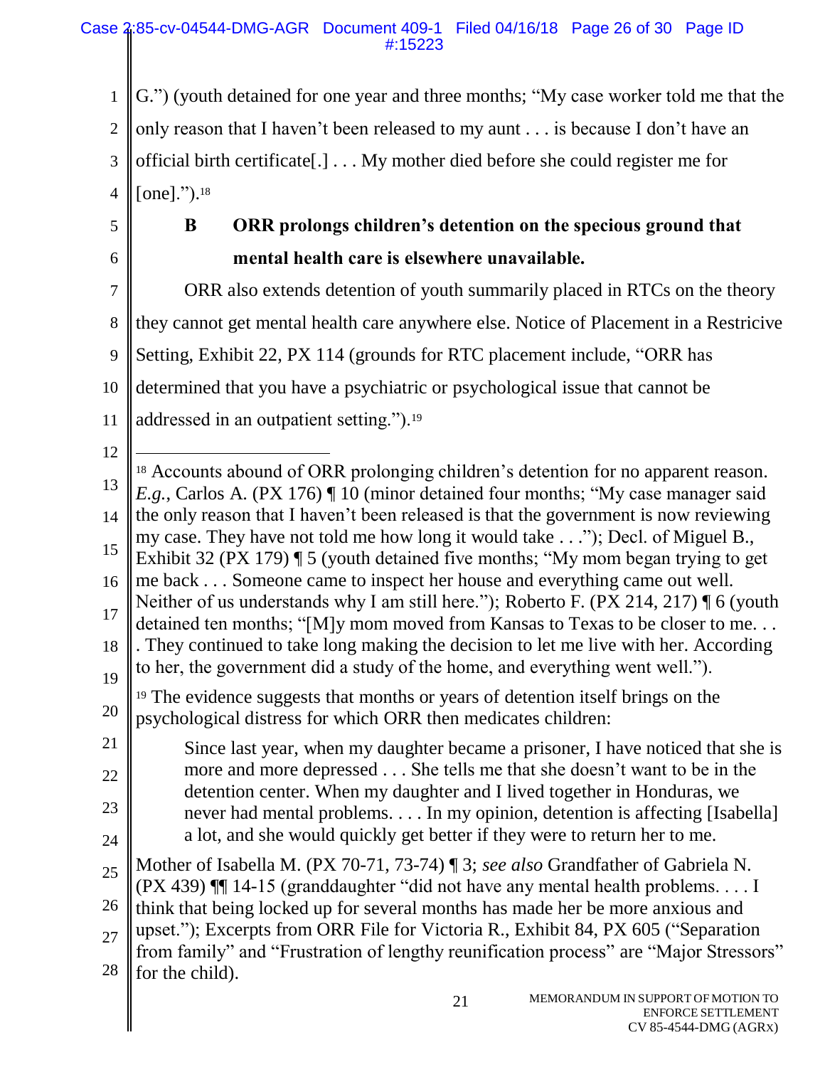G.") (youth detained for one year and three months; "My case worker told me that the only reason that I haven't been released to my aunt . . . is because I don't have an official birth certificate[.] . . . My mother died before she could register me for [one].").[18]

### B ORR prolongs children's detention on the specious ground that mental health care is elsewhere unavailable.

ORR also extends detention of youth summarily placed in RTCs on the theory they cannot get mental health care anywhere else. Notice of Placement in a Restricive Setting, Exhibit 22, PX 114 (grounds for RTC placement include, "ORR has determined that you have a psychiatric or psychological issue that cannot be addressed in an outpatient setting.").[19]

---

[18] Accounts abound of ORR prolonging children's detention for no apparent reason. *E.g.*, Carlos A. (PX 176) ¶ 10 (minor detained four months; "My case manager said the only reason that I haven't been released is that the government is now reviewing my case. They have not told me how long it would take . . ."); Decl. of Miguel B., Exhibit 32 (PX 179) ¶ 5 (youth detained five months; "My mom began trying to get me back . . . Someone came to inspect her house and everything came out well. Neither of us understands why I am still here."); Roberto F. (PX 214, 217) ¶ 6 (youth detained ten months; "[M]y mom moved from Kansas to Texas to be closer to me. . . . They continued to take long making the decision to let me live with her. According to her, the government did a study of the home, and everything went well.").

[19] The evidence suggests that months or years of detention itself brings on the psychological distress for which ORR then medicates children:

> Since last year, when my daughter became a prisoner, I have noticed that she is more and more depressed . . . She tells me that she doesn't want to be in the detention center. When my daughter and I lived together in Honduras, we never had mental problems. . . . In my opinion, detention is affecting [Isabella] a lot, and she would quickly get better if they were to return her to me.

Mother of Isabella M. (PX 70-71, 73-74) ¶ 3; *see also* Grandfather of Gabriela N. (PX 439) ¶¶ 14-15 (granddaughter "did not have any mental health problems. . . . I think that being locked up for several months has made her be more anxious and upset."); Excerpts from ORR File for Victoria R., Exhibit 84, PX 605 ("Separation from family" and "Frustration of lengthy reunification process" are "Major Stressors" for the child).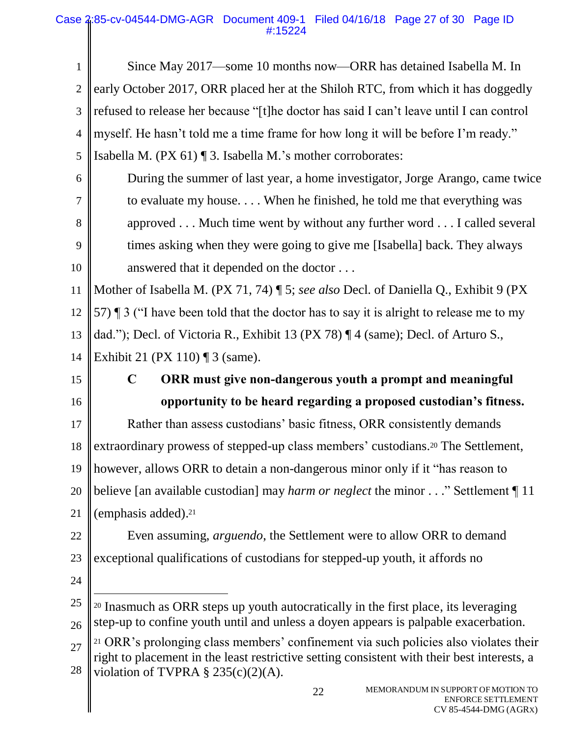Since May 2017—some 10 months now—ORR has detained Isabella M. In early October 2017, ORR placed her at the Shiloh RTC, from which it has doggedly refused to release her because "[t]he doctor has said I can't leave until I can control myself. He hasn't told me a time frame for how long it will be before I'm ready." Isabella M. (PX 61) ¶ 3. Isabella M.'s mother corroborates:

> During the summer of last year, a home investigator, Jorge Arango, came twice to evaluate my house. . . . When he finished, he told me that everything was approved . . . Much time went by without any further word . . . I called several times asking when they were going to give me [Isabella] back. They always answered that it depended on the doctor . . .

Mother of Isabella M. (PX 71, 74) ¶ 5; *see also* Decl. of Daniella Q., Exhibit 9 (PX 57) ¶ 3 ("I have been told that the doctor has to say it is alright to release me to my dad."); Decl. of Victoria R., Exhibit 13 (PX 78) ¶ 4 (same); Decl. of Arturo S., Exhibit 21 (PX 110) ¶ 3 (same).

### C ORR must give non-dangerous youth a prompt and meaningful opportunity to be heard regarding a proposed custodian's fitness.

Rather than assess custodians' basic fitness, ORR consistently demands extraordinary prowess of stepped-up class members' custodians.[20] The Settlement, however, allows ORR to detain a non-dangerous minor only if it "has reason to believe [an available custodian] may *harm or neglect* the minor . . ." Settlement ¶ 11 (emphasis added).[21]

Even assuming, *arguendo*, the Settlement were to allow ORR to demand exceptional qualifications of custodians for stepped-up youth, it affords no

---

[20] Inasmuch as ORR steps up youth autocratically in the first place, its leveraging step-up to confine youth until and unless a doyen appears is palpable exacerbation.

[21] ORR's prolonging class members' confinement via such policies also violates their right to placement in the least restrictive setting consistent with their best interests, a violation of TVPRA § 235(c)(2)(A).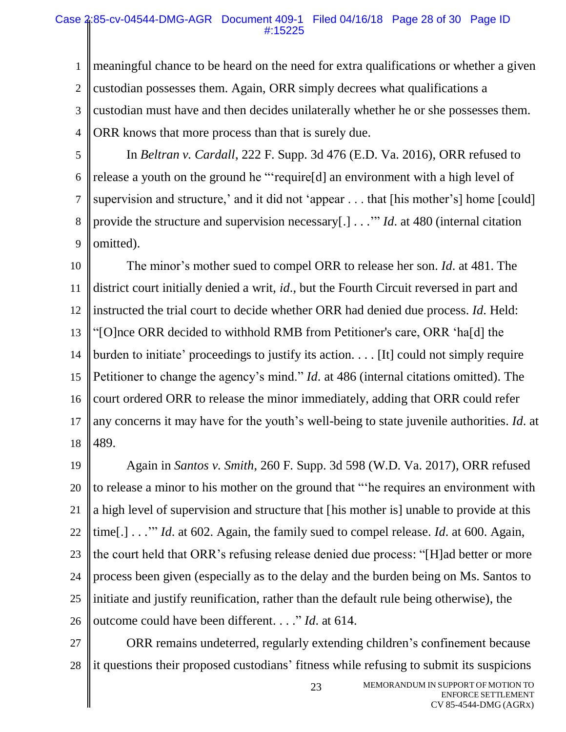meaningful chance to be heard on the need for extra qualifications or whether a given custodian possesses them. Again, ORR simply decrees what qualifications a custodian must have and then decides unilaterally whether he or she possesses them. ORR knows that more process than that is surely due.

In *Beltran v. Cardall*, 222 F. Supp. 3d 476 (E.D. Va. 2016), ORR refused to release a youth on the ground he "'require[d] an environment with a high level of supervision and structure,' and it did not 'appear . . . that [his mother's] home [could] provide the structure and supervision necessary[.] . . .'" *Id.* at 480 (internal citation omitted).

The minor's mother sued to compel ORR to release her son. *Id.* at 481. The district court initially denied a writ, *id.*, but the Fourth Circuit reversed in part and instructed the trial court to decide whether ORR had denied due process. *Id.* Held: "[O]nce ORR decided to withhold RMB from Petitioner's care, ORR 'ha[d] the burden to initiate' proceedings to justify its action. . . . [It] could not simply require Petitioner to change the agency's mind." *Id.* at 486 (internal citations omitted). The court ordered ORR to release the minor immediately, adding that ORR could refer any concerns it may have for the youth's well-being to state juvenile authorities. *Id.* at 489.

Again in *Santos v. Smith*, 260 F. Supp. 3d 598 (W.D. Va. 2017), ORR refused to release a minor to his mother on the ground that "'he requires an environment with a high level of supervision and structure that [his mother is] unable to provide at this time[.] . . .'" *Id.* at 602. Again, the family sued to compel release. *Id.* at 600. Again, the court held that ORR's refusing release denied due process: "[H]ad better or more process been given (especially as to the delay and the burden being on Ms. Santos to initiate and justify reunification, rather than the default rule being otherwise), the outcome could have been different. . . ." *Id.* at 614.

ORR remains undeterred, regularly extending children's confinement because it questions their proposed custodians' fitness while refusing to submit its suspicions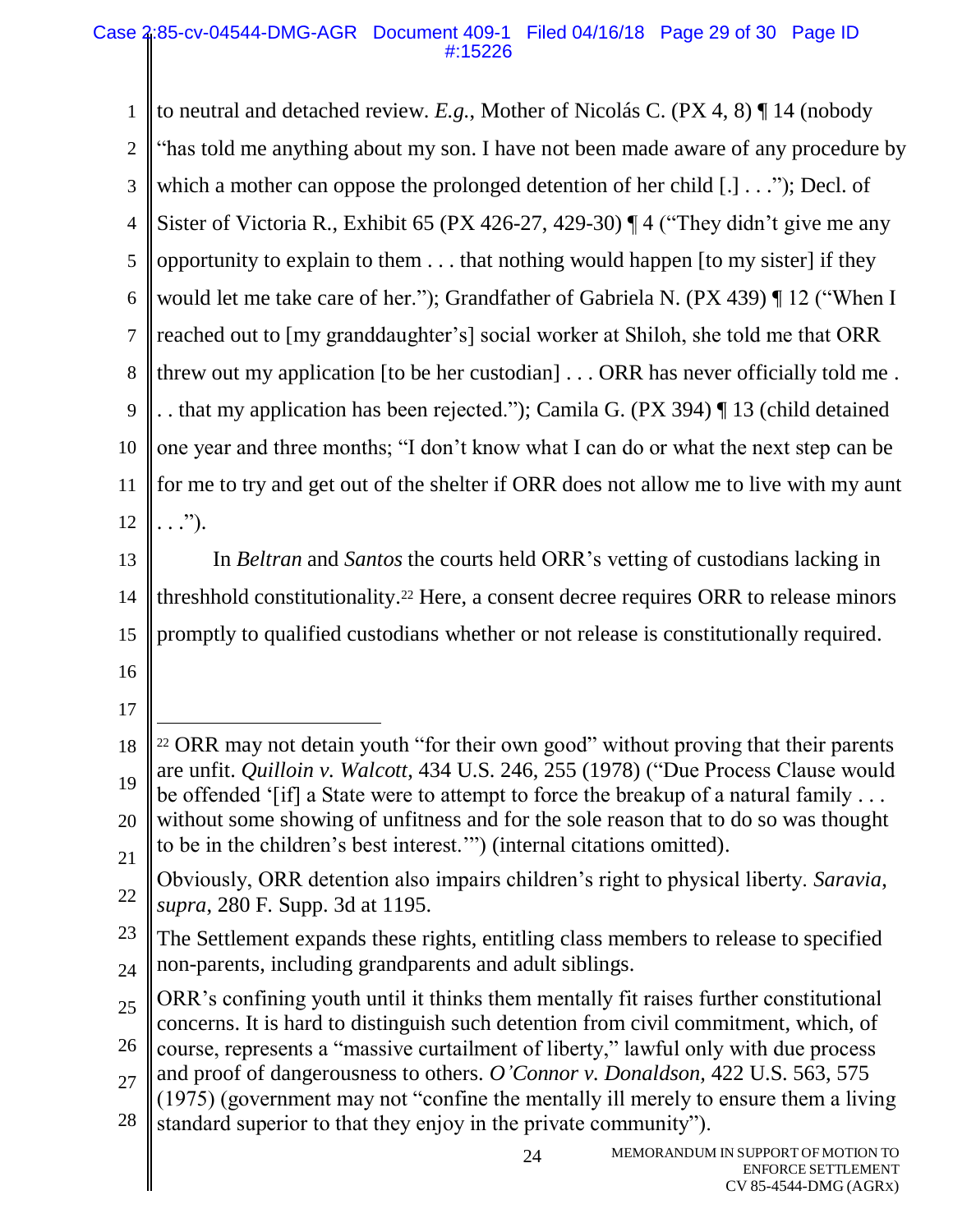to neutral and detached review. *E.g.*, Mother of Nicolás C. (PX 4, 8) ¶ 14 (nobody "has told me anything about my son. I have not been made aware of any procedure by which a mother can oppose the prolonged detention of her child [.] . . ."); Decl. of Sister of Victoria R., Exhibit 65 (PX 426-27, 429-30) ¶ 4 ("They didn't give me any opportunity to explain to them . . . that nothing would happen [to my sister] if they would let me take care of her."); Grandfather of Gabriela N. (PX 439) ¶ 12 ("When I reached out to [my granddaughter's] social worker at Shiloh, she told me that ORR threw out my application [to be her custodian] . . . ORR has never officially told me . . . that my application has been rejected."); Camila G. (PX 394) ¶ 13 (child detained one year and three months; "I don't know what I can do or what the next step can be for me to try and get out of the shelter if ORR does not allow me to live with my aunt . . .").

In *Beltran* and *Santos* the courts held ORR's vetting of custodians lacking in threshhold constitutionality.[22] Here, a consent decree requires ORR to release minors promptly to qualified custodians whether or not release is constitutionally required.

---

[22] ORR may not detain youth "for their own good" without proving that their parents are unfit. *Quilloin v. Walcott*, 434 U.S. 246, 255 (1978) ("Due Process Clause would be offended '[if] a State were to attempt to force the breakup of a natural family . . . without some showing of unfitness and for the sole reason that to do so was thought to be in the children's best interest.'") (internal citations omitted).

Obviously, ORR detention also impairs children's right to physical liberty. *Saravia*, *supra*, 280 F. Supp. 3d at 1195.

The Settlement expands these rights, entitling class members to release to specified non-parents, including grandparents and adult siblings.

ORR's confining youth until it thinks them mentally fit raises further constitutional concerns. It is hard to distinguish such detention from civil commitment, which, of course, represents a "massive curtailment of liberty," lawful only with due process and proof of dangerousness to others. *O'Connor v. Donaldson*, 422 U.S. 563, 575 (1975) (government may not "confine the mentally ill merely to ensure them a living standard superior to that they enjoy in the private community").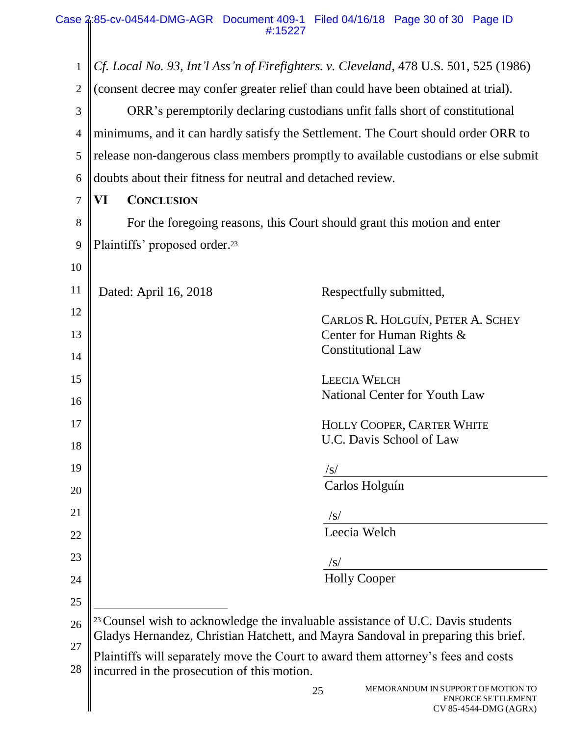*Cf. Local No. 93, Int'l Ass'n of Firefighters. v. Cleveland*, 478 U.S. 501, 525 (1986) (consent decree may confer greater relief than could have been obtained at trial).

ORR's peremptorily declaring custodians unfit falls short of constitutional minimums, and it can hardly satisfy the Settlement. The Court should order ORR to release non-dangerous class members promptly to available custodians or else submit doubts about their fitness for neutral and detached review.

## VI CONCLUSION

For the foregoing reasons, this Court should grant this motion and enter Plaintiffs' proposed order.[23]

Dated: April 16, 2018

Respectfully submitted,

CARLOS R. HOLGUÍN, PETER A. SCHEY
Center for Human Rights &
Constitutional Law

LEECIA WELCH
National Center for Youth Law

HOLLY COOPER, CARTER WHITE
U.C. Davis School of Law

/s/
Carlos Holguín

/s/
Leecia Welch

/s/
Holly Cooper

---

[23] Counsel wish to acknowledge the invaluable assistance of U.C. Davis students Gladys Hernandez, Christian Hatchett, and Mayra Sandoval in preparing this brief. Plaintiffs will separately move the Court to award them attorney's fees and costs incurred in the prosecution of this motion.